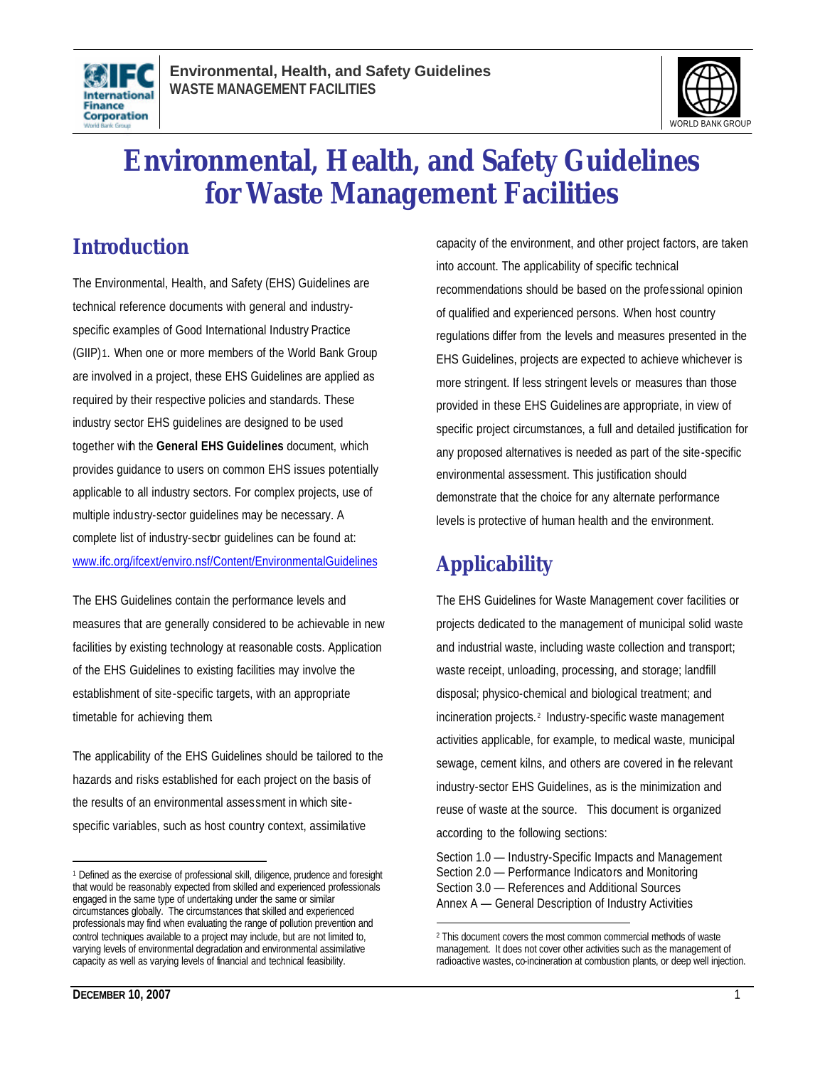# Environmental, Health, and Safety Guidelines for Waste Management Facilities

## Introduction

The Environmental, Health, and Safety (EHS) Guidelines are technical reference documents with general and industry-specific examples of Good International Industry Practice (GIIP)[1]. When one or more members of the World Bank Group are involved in a project, these EHS Guidelines are applied as required by their respective policies and standards. These industry sector EHS guidelines are designed to be used together with the **General EHS Guidelines** document, which provides guidance to users on common EHS issues potentially applicable to all industry sectors. For complex projects, use of multiple industry-sector guidelines may be necessary. A complete list of industry-sector guidelines can be found at: www.ifc.org/ifcext/enviro.nsf/Content/EnvironmentalGuidelines

The EHS Guidelines contain the performance levels and measures that are generally considered to be achievable in new facilities by existing technology at reasonable costs. Application of the EHS Guidelines to existing facilities may involve the establishment of site-specific targets, with an appropriate timetable for achieving them.

The applicability of the EHS Guidelines should be tailored to the hazards and risks established for each project on the basis of the results of an environmental assessment in which site-specific variables, such as host country context, assimilative capacity of the environment, and other project factors, are taken into account. The applicability of specific technical recommendations should be based on the professional opinion of qualified and experienced persons. When host country regulations differ from the levels and measures presented in the EHS Guidelines, projects are expected to achieve whichever is more stringent. If less stringent levels or measures than those provided in these EHS Guidelines are appropriate, in view of specific project circumstances, a full and detailed justification for any proposed alternatives is needed as part of the site-specific environmental assessment. This justification should demonstrate that the choice for any alternate performance levels is protective of human health and the environment.

## Applicability

The EHS Guidelines for Waste Management cover facilities or projects dedicated to the management of municipal solid waste and industrial waste, including waste collection and transport; waste receipt, unloading, processing, and storage; landfill disposal; physico-chemical and biological treatment; and incineration projects.[2] Industry-specific waste management activities applicable, for example, to medical waste, municipal sewage, cement kilns, and others are covered in the relevant industry-sector EHS Guidelines, as is the minimization and reuse of waste at the source. This document is organized according to the following sections:

Section 1.0 — Industry-Specific Impacts and Management
Section 2.0 — Performance Indicators and Monitoring
Section 3.0 — References and Additional Sources
Annex A — General Description of Industry Activities

---

[1] Defined as the exercise of professional skill, diligence, prudence and foresight that would be reasonably expected from skilled and experienced professionals engaged in the same type of undertaking under the same or similar circumstances globally. The circumstances that skilled and experienced professionals may find when evaluating the range of pollution prevention and control techniques available to a project may include, but are not limited to, varying levels of environmental degradation and environmental assimilative capacity as well as varying levels of financial and technical feasibility.

[2] This document covers the most common commercial methods of waste management. It does not cover other activities such as the management of radioactive wastes, co-incineration at combustion plants, or deep well injection.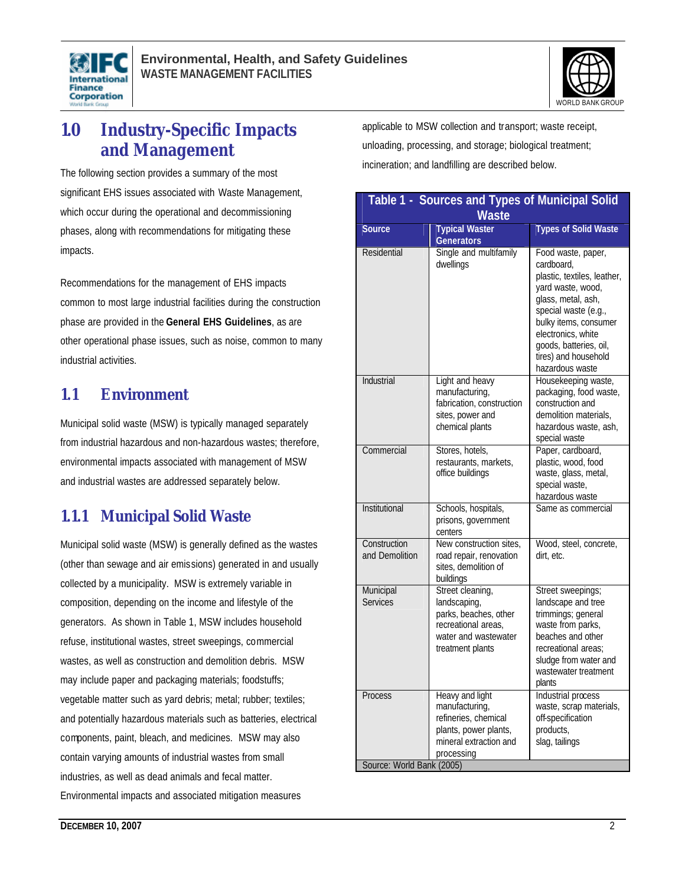# 1.0 Industry-Specific Impacts and Management

The following section provides a summary of the most significant EHS issues associated with Waste Management, which occur during the operational and decommissioning phases, along with recommendations for mitigating these impacts.

Recommendations for the management of EHS impacts common to most large industrial facilities during the construction phase are provided in the **General EHS Guidelines**, as are other operational phase issues, such as noise, common to many industrial activities.

## 1.1 Environment

Municipal solid waste (MSW) is typically managed separately from industrial hazardous and non-hazardous wastes; therefore, environmental impacts associated with management of MSW and industrial wastes are addressed separately below.

### 1.1.1 Municipal Solid Waste

Municipal solid waste (MSW) is generally defined as the wastes (other than sewage and air emissions) generated in and usually collected by a municipality. MSW is extremely variable in composition, depending on the income and lifestyle of the generators. As shown in Table 1, MSW includes household refuse, institutional wastes, street sweepings, commercial wastes, as well as construction and demolition debris. MSW may include paper and packaging materials; foodstuffs; vegetable matter such as yard debris; metal; rubber; textiles; and potentially hazardous materials such as batteries, electrical components, paint, bleach, and medicines. MSW may also contain varying amounts of industrial wastes from small industries, as well as dead animals and fecal matter. Environmental impacts and associated mitigation measures applicable to MSW collection and transport; waste receipt, unloading, processing, and storage; biological treatment; incineration; and landfilling are described below.

**Table 1 - Sources and Types of Municipal Solid Waste**

| Source | Typical Waster Generators | Types of Solid Waste |
|---|---|---|
| Residential | Single and multifamily dwellings | Food waste, paper, cardboard, plastic, textiles, leather, yard waste, wood, glass, metal, ash, special waste (e.g., bulky items, consumer electronics, white goods, batteries, oil, tires) and household hazardous waste |
| Industrial | Light and heavy manufacturing, fabrication, construction sites, power and chemical plants | Housekeeping waste, packaging, food waste, construction and demolition materials, hazardous waste, ash, special waste |
| Commercial | Stores, hotels, restaurants, markets, office buildings | Paper, cardboard, plastic, wood, food waste, glass, metal, special waste, hazardous waste |
| Institutional | Schools, hospitals, prisons, government centers | Same as commercial |
| Construction and Demolition | New construction sites, road repair, renovation sites, demolition of buildings | Wood, steel, concrete, dirt, etc. |
| Municipal Services | Street cleaning, landscaping, parks, beaches, other recreational areas, water and wastewater treatment plants | Street sweepings; landscape and tree trimmings; general waste from parks, beaches and other recreational areas; sludge from water and wastewater treatment plants |
| Process | Heavy and light manufacturing, refineries, chemical plants, power plants, mineral extraction and processing | Industrial process waste, scrap materials, off-specification products, slag, tailings |

Source: World Bank (2005)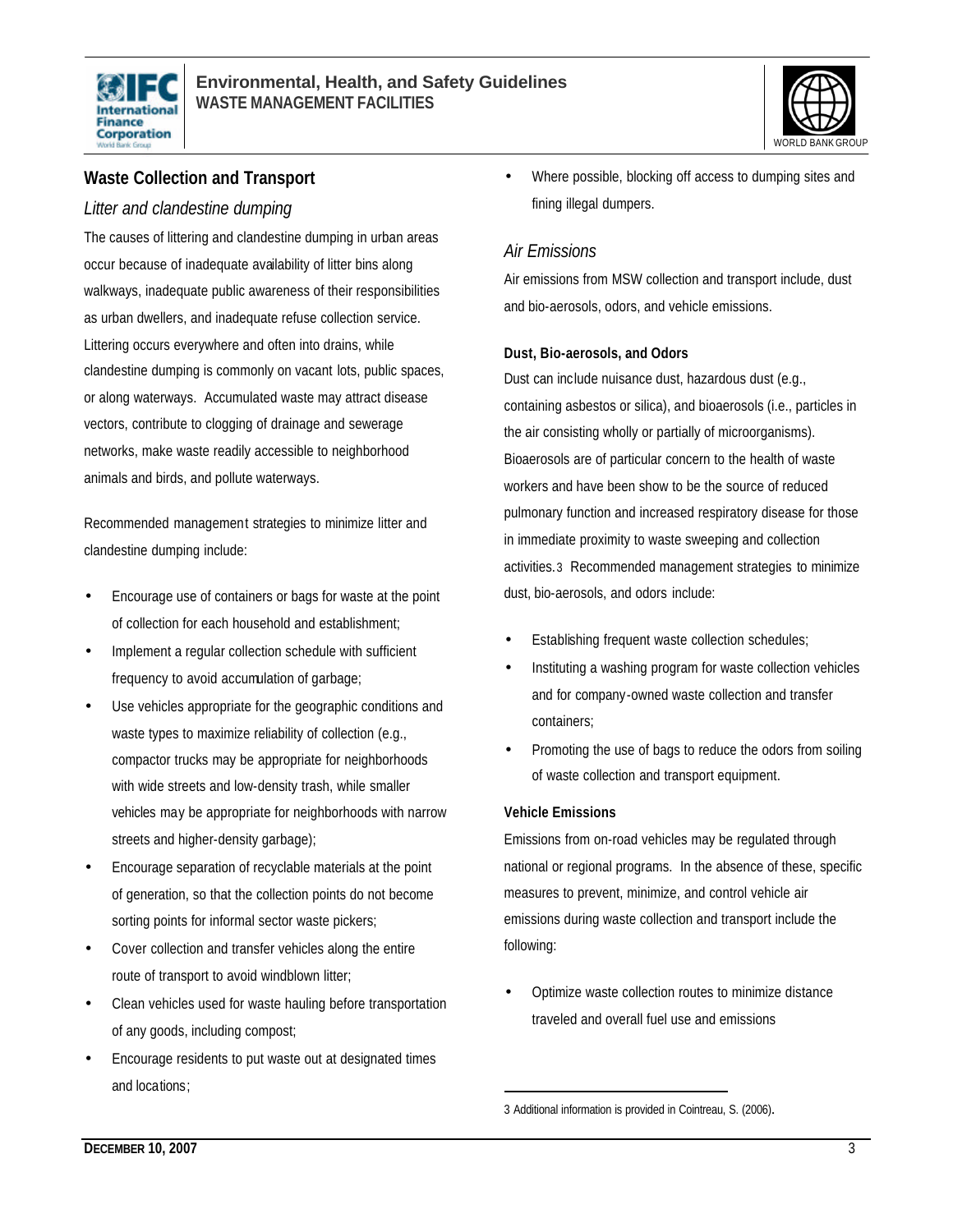## Waste Collection and Transport

### *Litter and clandestine dumping*

The causes of littering and clandestine dumping in urban areas occur because of inadequate availability of litter bins along walkways, inadequate public awareness of their responsibilities as urban dwellers, and inadequate refuse collection service. Littering occurs everywhere and often into drains, while clandestine dumping is commonly on vacant lots, public spaces, or along waterways. Accumulated waste may attract disease vectors, contribute to clogging of drainage and sewerage networks, make waste readily accessible to neighborhood animals and birds, and pollute waterways.

Recommended management strategies to minimize litter and clandestine dumping include:

- Encourage use of containers or bags for waste at the point of collection for each household and establishment;
- Implement a regular collection schedule with sufficient frequency to avoid accumulation of garbage;
- Use vehicles appropriate for the geographic conditions and waste types to maximize reliability of collection (e.g., compactor trucks may be appropriate for neighborhoods with wide streets and low-density trash, while smaller vehicles may be appropriate for neighborhoods with narrow streets and higher-density garbage);
- Encourage separation of recyclable materials at the point of generation, so that the collection points do not become sorting points for informal sector waste pickers;
- Cover collection and transfer vehicles along the entire route of transport to avoid windblown litter;
- Clean vehicles used for waste hauling before transportation of any goods, including compost;
- Encourage residents to put waste out at designated times and locations;
- Where possible, blocking off access to dumping sites and fining illegal dumpers.

### *Air Emissions*

Air emissions from MSW collection and transport include, dust and bio-aerosols, odors, and vehicle emissions.

#### Dust, Bio-aerosols, and Odors

Dust can include nuisance dust, hazardous dust (e.g., containing asbestos or silica), and bioaerosols (i.e., particles in the air consisting wholly or partially of microorganisms). Bioaerosols are of particular concern to the health of waste workers and have been show to be the source of reduced pulmonary function and increased respiratory disease for those in immediate proximity to waste sweeping and collection activities.[3] Recommended management strategies to minimize dust, bio-aerosols, and odors include:

- Establishing frequent waste collection schedules;
- Instituting a washing program for waste collection vehicles and for company-owned waste collection and transfer containers;
- Promoting the use of bags to reduce the odors from soiling of waste collection and transport equipment.

#### Vehicle Emissions

Emissions from on-road vehicles may be regulated through national or regional programs. In the absence of these, specific measures to prevent, minimize, and control vehicle air emissions during waste collection and transport include the following:

- Optimize waste collection routes to minimize distance traveled and overall fuel use and emissions

---

[3] Additional information is provided in Cointreau, S. (2006).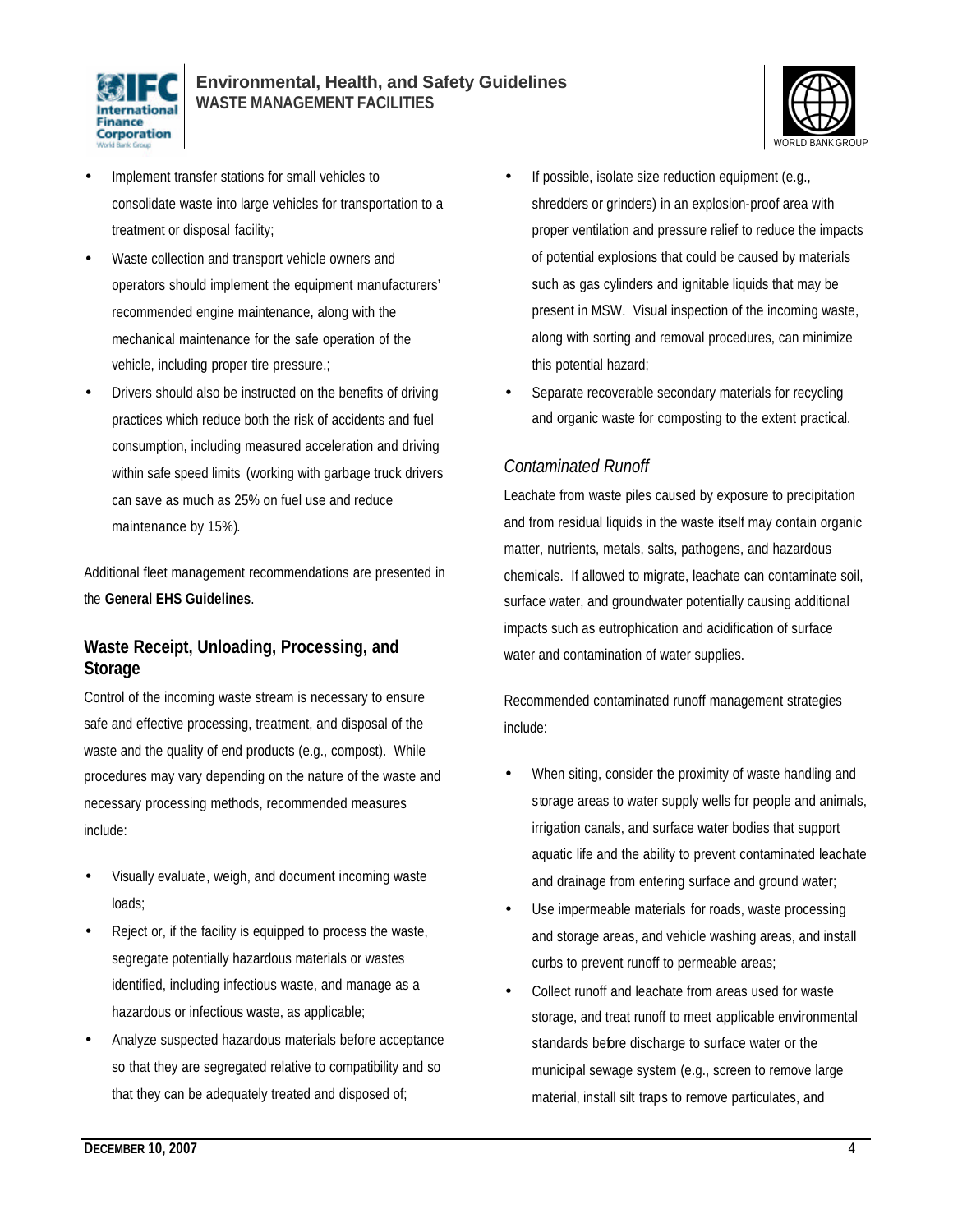- Implement transfer stations for small vehicles to consolidate waste into large vehicles for transportation to a treatment or disposal facility;
- Waste collection and transport vehicle owners and operators should implement the equipment manufacturers' recommended engine maintenance, along with the mechanical maintenance for the safe operation of the vehicle, including proper tire pressure.;
- Drivers should also be instructed on the benefits of driving practices which reduce both the risk of accidents and fuel consumption, including measured acceleration and driving within safe speed limits (working with garbage truck drivers can save as much as 25% on fuel use and reduce maintenance by 15%).

Additional fleet management recommendations are presented in the **General EHS Guidelines**.

### Waste Receipt, Unloading, Processing, and Storage

Control of the incoming waste stream is necessary to ensure safe and effective processing, treatment, and disposal of the waste and the quality of end products (e.g., compost). While procedures may vary depending on the nature of the waste and necessary processing methods, recommended measures include:

- Visually evaluate, weigh, and document incoming waste loads;
- Reject or, if the facility is equipped to process the waste, segregate potentially hazardous materials or wastes identified, including infectious waste, and manage as a hazardous or infectious waste, as applicable;
- Analyze suspected hazardous materials before acceptance so that they are segregated relative to compatibility and so that they can be adequately treated and disposed of;
- If possible, isolate size reduction equipment (e.g., shredders or grinders) in an explosion-proof area with proper ventilation and pressure relief to reduce the impacts of potential explosions that could be caused by materials such as gas cylinders and ignitable liquids that may be present in MSW. Visual inspection of the incoming waste, along with sorting and removal procedures, can minimize this potential hazard;
- Separate recoverable secondary materials for recycling and organic waste for composting to the extent practical.

#### *Contaminated Runoff*

Leachate from waste piles caused by exposure to precipitation and from residual liquids in the waste itself may contain organic matter, nutrients, metals, salts, pathogens, and hazardous chemicals. If allowed to migrate, leachate can contaminate soil, surface water, and groundwater potentially causing additional impacts such as eutrophication and acidification of surface water and contamination of water supplies.

Recommended contaminated runoff management strategies include:

- When siting, consider the proximity of waste handling and storage areas to water supply wells for people and animals, irrigation canals, and surface water bodies that support aquatic life and the ability to prevent contaminated leachate and drainage from entering surface and ground water;
- Use impermeable materials for roads, waste processing and storage areas, and vehicle washing areas, and install curbs to prevent runoff to permeable areas;
- Collect runoff and leachate from areas used for waste storage, and treat runoff to meet applicable environmental standards before discharge to surface water or the municipal sewage system (e.g., screen to remove large material, install silt traps to remove particulates, and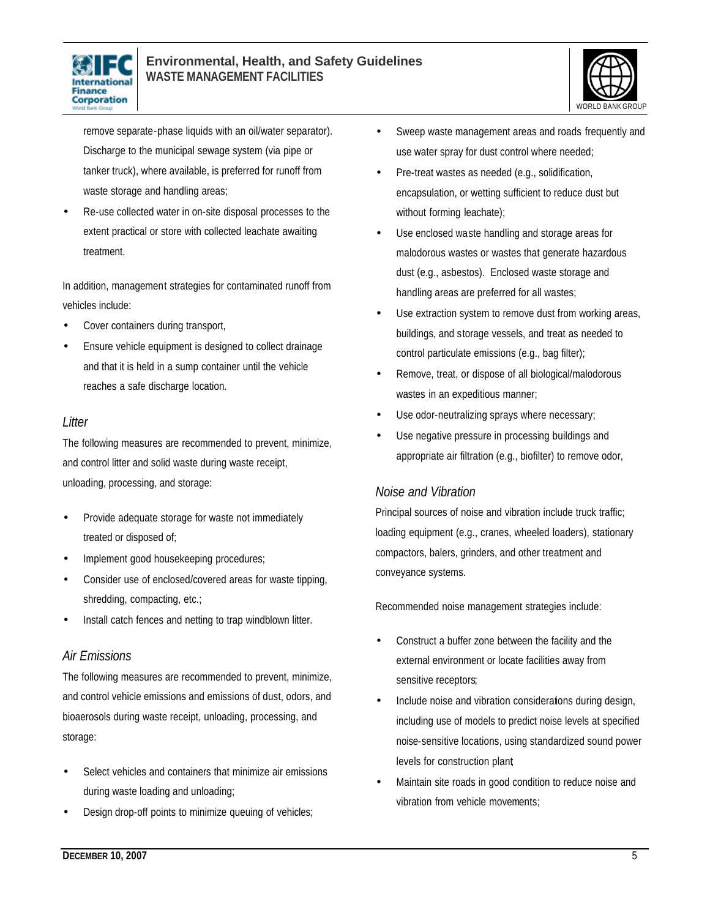remove separate-phase liquids with an oil/water separator). Discharge to the municipal sewage system (via pipe or tanker truck), where available, is preferred for runoff from waste storage and handling areas;

- Re-use collected water in on-site disposal processes to the extent practical or store with collected leachate awaiting treatment.

In addition, management strategies for contaminated runoff from vehicles include:

- Cover containers during transport,
- Ensure vehicle equipment is designed to collect drainage and that it is held in a sump container until the vehicle reaches a safe discharge location.

### *Litter*

The following measures are recommended to prevent, minimize, and control litter and solid waste during waste receipt, unloading, processing, and storage:

- Provide adequate storage for waste not immediately treated or disposed of;
- Implement good housekeeping procedures;
- Consider use of enclosed/covered areas for waste tipping, shredding, compacting, etc.;
- Install catch fences and netting to trap windblown litter.

### *Air Emissions*

The following measures are recommended to prevent, minimize, and control vehicle emissions and emissions of dust, odors, and bioaerosols during waste receipt, unloading, processing, and storage:

- Select vehicles and containers that minimize air emissions during waste loading and unloading;
- Design drop-off points to minimize queuing of vehicles;
- Sweep waste management areas and roads frequently and use water spray for dust control where needed;
- Pre-treat wastes as needed (e.g., solidification, encapsulation, or wetting sufficient to reduce dust but without forming leachate);
- Use enclosed waste handling and storage areas for malodorous wastes or wastes that generate hazardous dust (e.g., asbestos). Enclosed waste storage and handling areas are preferred for all wastes;
- Use extraction system to remove dust from working areas, buildings, and storage vessels, and treat as needed to control particulate emissions (e.g., bag filter);
- Remove, treat, or dispose of all biological/malodorous wastes in an expeditious manner;
- Use odor-neutralizing sprays where necessary;
- Use negative pressure in processing buildings and appropriate air filtration (e.g., biofilter) to remove odor,

### *Noise and Vibration*

Principal sources of noise and vibration include truck traffic; loading equipment (e.g., cranes, wheeled loaders), stationary compactors, balers, grinders, and other treatment and conveyance systems.

Recommended noise management strategies include:

- Construct a buffer zone between the facility and the external environment or locate facilities away from sensitive receptors;
- Include noise and vibration considerations during design, including use of models to predict noise levels at specified noise-sensitive locations, using standardized sound power levels for construction plant;
- Maintain site roads in good condition to reduce noise and vibration from vehicle movements;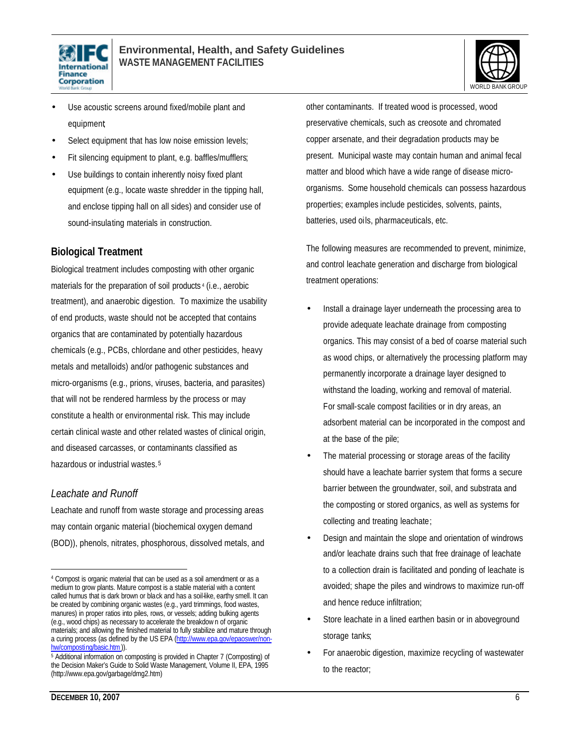- Use acoustic screens around fixed/mobile plant and equipment;
- Select equipment that has low noise emission levels;
- Fit silencing equipment to plant, e.g. baffles/mufflers;
- Use buildings to contain inherently noisy fixed plant equipment (e.g., locate waste shredder in the tipping hall, and enclose tipping hall on all sides) and consider use of sound-insulating materials in construction.

## Biological Treatment

Biological treatment includes composting with other organic materials for the preparation of soil products[4] (i.e., aerobic treatment), and anaerobic digestion. To maximize the usability of end products, waste should not be accepted that contains organics that are contaminated by potentially hazardous chemicals (e.g., PCBs, chlordane and other pesticides, heavy metals and metalloids) and/or pathogenic substances and micro-organisms (e.g., prions, viruses, bacteria, and parasites) that will not be rendered harmless by the process or may constitute a health or environmental risk. This may include certain clinical waste and other related wastes of clinical origin, and diseased carcasses, or contaminants classified as hazardous or industrial wastes.[5]

### *Leachate and Runoff*

Leachate and runoff from waste storage and processing areas may contain organic material (biochemical oxygen demand (BOD)), phenols, nitrates, phosphorous, dissolved metals, and other contaminants. If treated wood is processed, wood preservative chemicals, such as creosote and chromated copper arsenate, and their degradation products may be present. Municipal waste may contain human and animal fecal matter and blood which have a wide range of disease micro-organisms. Some household chemicals can possess hazardous properties; examples include pesticides, solvents, paints, batteries, used oils, pharmaceuticals, etc.

The following measures are recommended to prevent, minimize, and control leachate generation and discharge from biological treatment operations:

- Install a drainage layer underneath the processing area to provide adequate leachate drainage from composting organics. This may consist of a bed of coarse material such as wood chips, or alternatively the processing platform may permanently incorporate a drainage layer designed to withstand the loading, working and removal of material. For small-scale compost facilities or in dry areas, an adsorbent material can be incorporated in the compost and at the base of the pile;
- The material processing or storage areas of the facility should have a leachate barrier system that forms a secure barrier between the groundwater, soil, and substrata and the composting or stored organics, as well as systems for collecting and treating leachate;
- Design and maintain the slope and orientation of windrows and/or leachate drains such that free drainage of leachate to a collection drain is facilitated and ponding of leachate is avoided; shape the piles and windrows to maximize run-off and hence reduce infiltration;
- Store leachate in a lined earthen basin or in aboveground storage tanks;
- For anaerobic digestion, maximize recycling of wastewater to the reactor;

---

[4] Compost is organic material that can be used as a soil amendment or as a medium to grow plants. Mature compost is a stable material with a content called humus that is dark brown or black and has a soil-like, earthy smell. It can be created by combining organic wastes (e.g., yard trimmings, food wastes, manures) in proper ratios into piles, rows, or vessels; adding bulking agents (e.g., wood chips) as necessary to accelerate the breakdown of organic materials; and allowing the finished material to fully stabilize and mature through a curing process (as defined by the US EPA (http://www.epa.gov/epaoswer/non-hw/composting/basic.htm)).

[5] Additional information on composting is provided in Chapter 7 (Composting) of the Decision Maker's Guide to Solid Waste Management, Volume II, EPA, 1995 (http://www.epa.gov/garbage/dmg2.htm)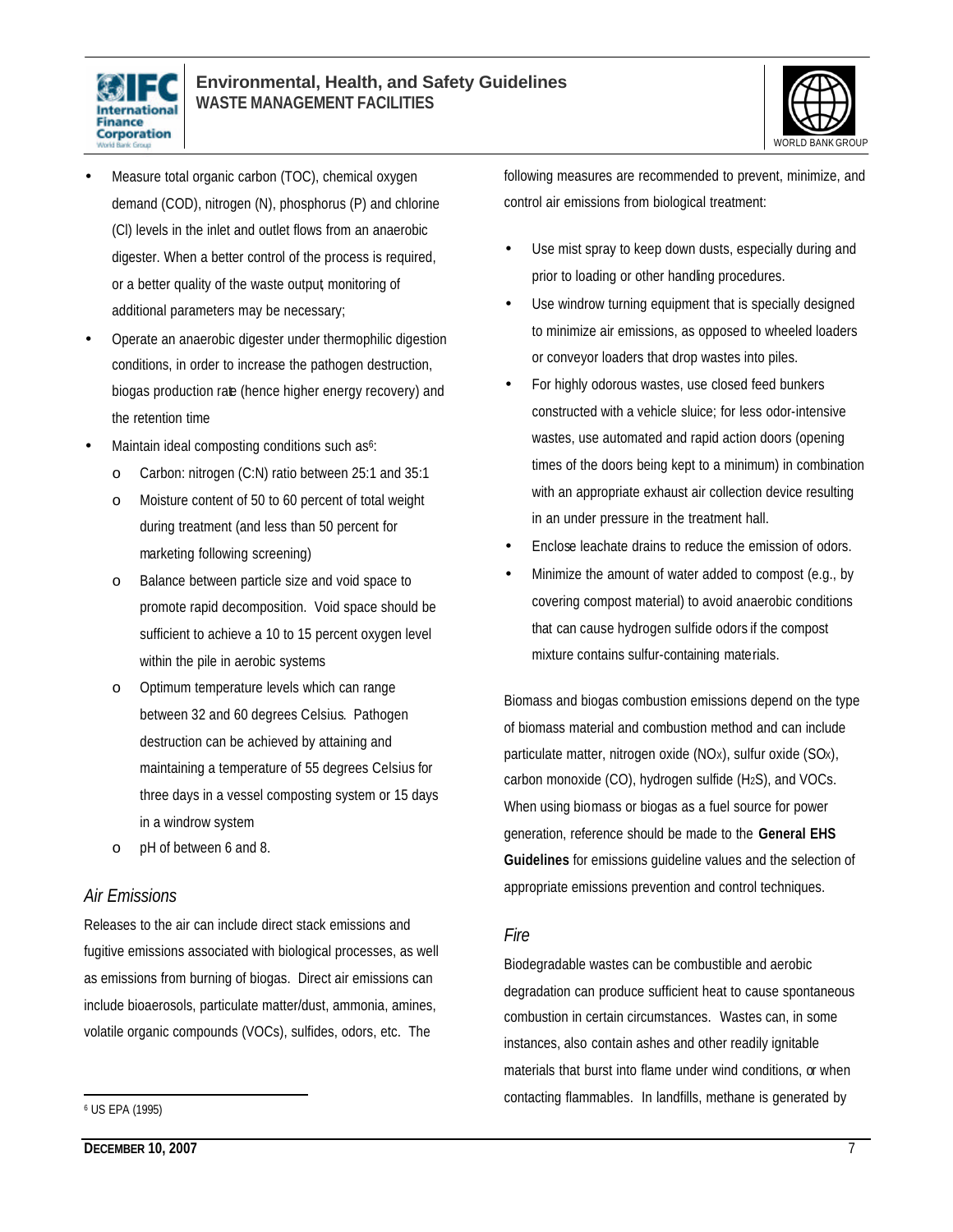- Measure total organic carbon (TOC), chemical oxygen demand (COD), nitrogen (N), phosphorus (P) and chlorine (Cl) levels in the inlet and outlet flows from an anaerobic digester. When a better control of the process is required, or a better quality of the waste output, monitoring of additional parameters may be necessary;
- Operate an anaerobic digester under thermophilic digestion conditions, in order to increase the pathogen destruction, biogas production rate (hence higher energy recovery) and the retention time
- Maintain ideal composting conditions such as[6]:
    - Carbon: nitrogen (C:N) ratio between 25:1 and 35:1
    - Moisture content of 50 to 60 percent of total weight during treatment (and less than 50 percent for marketing following screening)
    - Balance between particle size and void space to promote rapid decomposition. Void space should be sufficient to achieve a 10 to 15 percent oxygen level within the pile in aerobic systems
    - Optimum temperature levels which can range between 32 and 60 degrees Celsius. Pathogen destruction can be achieved by attaining and maintaining a temperature of 55 degrees Celsius for three days in a vessel composting system or 15 days in a windrow system
    - pH of between 6 and 8.

### *Air Emissions*

Releases to the air can include direct stack emissions and fugitive emissions associated with biological processes, as well as emissions from burning of biogas. Direct air emissions can include bioaerosols, particulate matter/dust, ammonia, amines, volatile organic compounds (VOCs), sulfides, odors, etc. The following measures are recommended to prevent, minimize, and control air emissions from biological treatment:

- Use mist spray to keep down dusts, especially during and prior to loading or other handling procedures.
- Use windrow turning equipment that is specially designed to minimize air emissions, as opposed to wheeled loaders or conveyor loaders that drop wastes into piles.
- For highly odorous wastes, use closed feed bunkers constructed with a vehicle sluice; for less odor-intensive wastes, use automated and rapid action doors (opening times of the doors being kept to a minimum) in combination with an appropriate exhaust air collection device resulting in an under pressure in the treatment hall.
- Enclose leachate drains to reduce the emission of odors.
- Minimize the amount of water added to compost (e.g., by covering compost material) to avoid anaerobic conditions that can cause hydrogen sulfide odors if the compost mixture contains sulfur-containing materials.

Biomass and biogas combustion emissions depend on the type of biomass material and combustion method and can include particulate matter, nitrogen oxide ($NO_X$), sulfur oxide ($SO_X$), carbon monoxide (CO), hydrogen sulfide ($H_2S$), and VOCs. When using biomass or biogas as a fuel source for power generation, reference should be made to the **General EHS Guidelines** for emissions guideline values and the selection of appropriate emissions prevention and control techniques.

### *Fire*

Biodegradable wastes can be combustible and aerobic degradation can produce sufficient heat to cause spontaneous combustion in certain circumstances. Wastes can, in some instances, also contain ashes and other readily ignitable materials that burst into flame under wind conditions, or when contacting flammables. In landfills, methane is generated by

---

[6] US EPA (1995)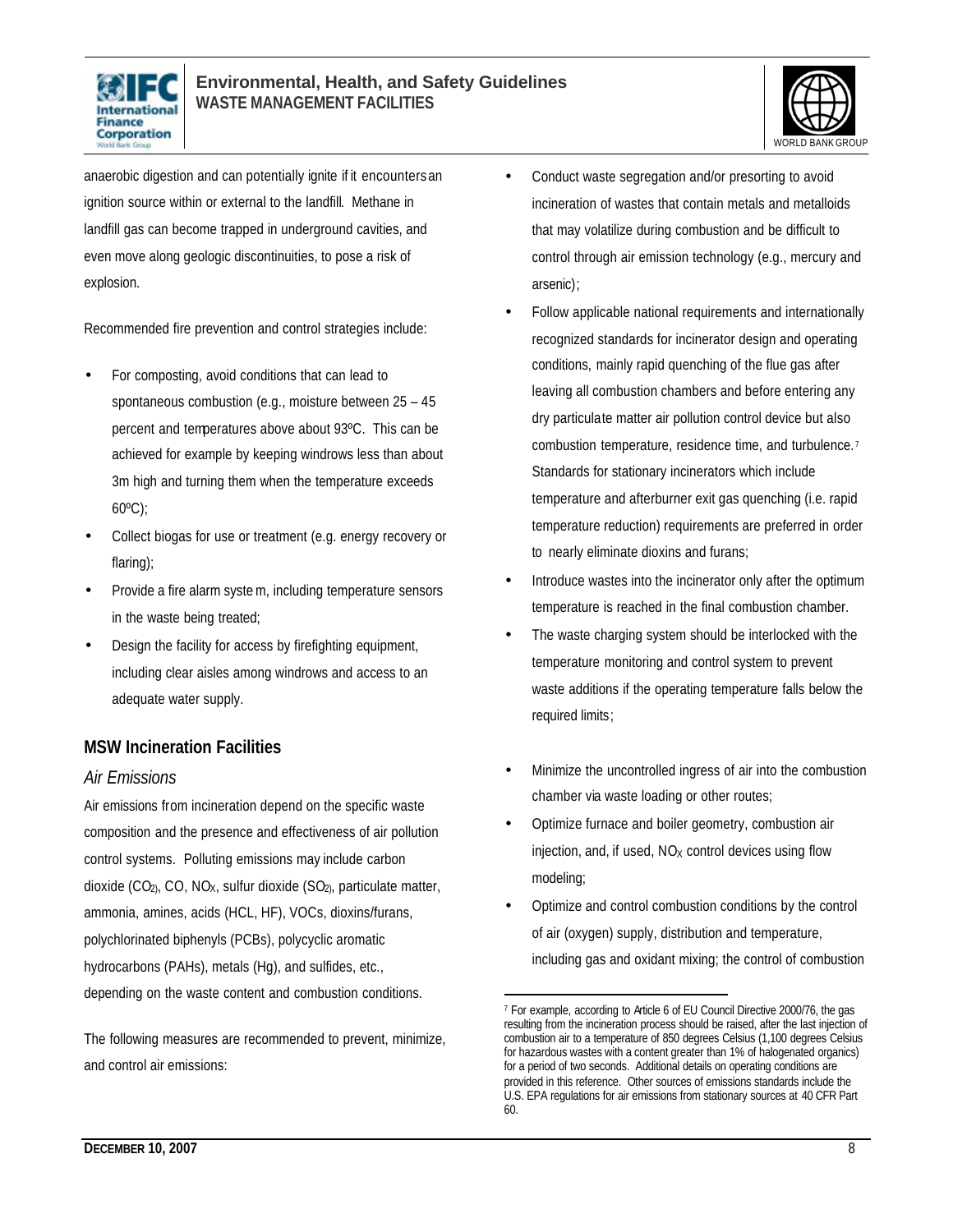anaerobic digestion and can potentially ignite if it encounters an ignition source within or external to the landfill. Methane in landfill gas can become trapped in underground cavities, and even move along geologic discontinuities, to pose a risk of explosion.

Recommended fire prevention and control strategies include:

- For composting, avoid conditions that can lead to spontaneous combustion (e.g., moisture between 25 – 45 percent and temperatures above about 93ºC. This can be achieved for example by keeping windrows less than about 3m high and turning them when the temperature exceeds 60ºC);
- Collect biogas for use or treatment (e.g. energy recovery or flaring);
- Provide a fire alarm system, including temperature sensors in the waste being treated;
- Design the facility for access by firefighting equipment, including clear aisles among windrows and access to an adequate water supply.

## MSW Incineration Facilities

### *Air Emissions*

Air emissions from incineration depend on the specific waste composition and the presence and effectiveness of air pollution control systems. Polluting emissions may include carbon dioxide ($CO_2$), CO, $NO_X$, sulfur dioxide ($SO_2$), particulate matter, ammonia, amines, acids (HCL, HF), VOCs, dioxins/furans, polychlorinated biphenyls (PCBs), polycyclic aromatic hydrocarbons (PAHs), metals (Hg), and sulfides, etc., depending on the waste content and combustion conditions.

The following measures are recommended to prevent, minimize, and control air emissions:

- Conduct waste segregation and/or presorting to avoid incineration of wastes that contain metals and metalloids that may volatilize during combustion and be difficult to control through air emission technology (e.g., mercury and arsenic);
- Follow applicable national requirements and internationally recognized standards for incinerator design and operating conditions, mainly rapid quenching of the flue gas after leaving all combustion chambers and before entering any dry particulate matter air pollution control device but also combustion temperature, residence time, and turbulence.[7] Standards for stationary incinerators which include temperature and afterburner exit gas quenching (i.e. rapid temperature reduction) requirements are preferred in order to nearly eliminate dioxins and furans;
- Introduce wastes into the incinerator only after the optimum temperature is reached in the final combustion chamber.
- The waste charging system should be interlocked with the temperature monitoring and control system to prevent waste additions if the operating temperature falls below the required limits;
- Minimize the uncontrolled ingress of air into the combustion chamber via waste loading or other routes;
- Optimize furnace and boiler geometry, combustion air injection, and, if used, $NO_X$ control devices using flow modeling;
- Optimize and control combustion conditions by the control of air (oxygen) supply, distribution and temperature, including gas and oxidant mixing; the control of combustion

---

[7] For example, according to Article 6 of EU Council Directive 2000/76, the gas resulting from the incineration process should be raised, after the last injection of combustion air to a temperature of 850 degrees Celsius (1,100 degrees Celsius for hazardous wastes with a content greater than 1% of halogenated organics) for a period of two seconds. Additional details on operating conditions are provided in this reference. Other sources of emissions standards include the U.S. EPA regulations for air emissions from stationary sources at 40 CFR Part 60.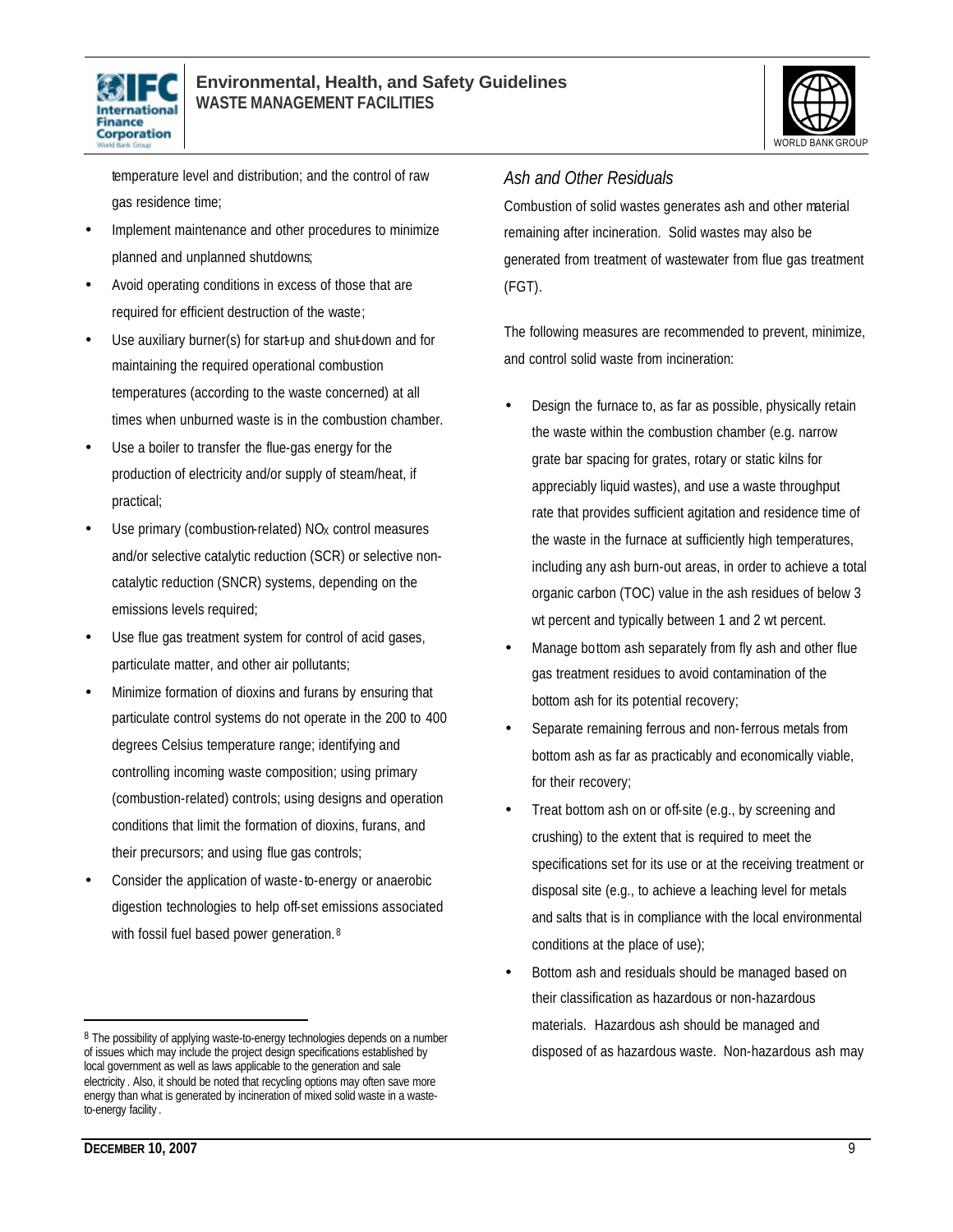temperature level and distribution; and the control of raw gas residence time;

- Implement maintenance and other procedures to minimize planned and unplanned shutdowns;
- Avoid operating conditions in excess of those that are required for efficient destruction of the waste;
- Use auxiliary burner(s) for start-up and shut-down and for maintaining the required operational combustion temperatures (according to the waste concerned) at all times when unburned waste is in the combustion chamber.
- Use a boiler to transfer the flue-gas energy for the production of electricity and/or supply of steam/heat, if practical;
- Use primary (combustion-related) $NO_X$ control measures and/or selective catalytic reduction (SCR) or selective non-catalytic reduction (SNCR) systems, depending on the emissions levels required;
- Use flue gas treatment system for control of acid gases, particulate matter, and other air pollutants;
- Minimize formation of dioxins and furans by ensuring that particulate control systems do not operate in the 200 to 400 degrees Celsius temperature range; identifying and controlling incoming waste composition; using primary (combustion-related) controls; using designs and operation conditions that limit the formation of dioxins, furans, and their precursors; and using flue gas controls;
- Consider the application of waste-to-energy or anaerobic digestion technologies to help off-set emissions associated with fossil fuel based power generation.[8]

[8] The possibility of applying waste-to-energy technologies depends on a number of issues which may include the project design specifications established by local government as well as laws applicable to the generation and sale electricity. Also, it should be noted that recycling options may often save more energy than what is generated by incineration of mixed solid waste in a waste-to-energy facility.

### *Ash and Other Residuals*

Combustion of solid wastes generates ash and other material remaining after incineration. Solid wastes may also be generated from treatment of wastewater from flue gas treatment (FGT).

The following measures are recommended to prevent, minimize, and control solid waste from incineration:

- Design the furnace to, as far as possible, physically retain the waste within the combustion chamber (e.g. narrow grate bar spacing for grates, rotary or static kilns for appreciably liquid wastes), and use a waste throughput rate that provides sufficient agitation and residence time of the waste in the furnace at sufficiently high temperatures, including any ash burn-out areas, in order to achieve a total organic carbon (TOC) value in the ash residues of below 3 wt percent and typically between 1 and 2 wt percent.
- Manage bottom ash separately from fly ash and other flue gas treatment residues to avoid contamination of the bottom ash for its potential recovery;
- Separate remaining ferrous and non-ferrous metals from bottom ash as far as practically and economically viable, for their recovery;
- Treat bottom ash on or off-site (e.g., by screening and crushing) to the extent that is required to meet the specifications set for its use or at the receiving treatment or disposal site (e.g., to achieve a leaching level for metals and salts that is in compliance with the local environmental conditions at the place of use);
- Bottom ash and residuals should be managed based on their classification as hazardous or non-hazardous materials. Hazardous ash should be managed and disposed of as hazardous waste. Non-hazardous ash may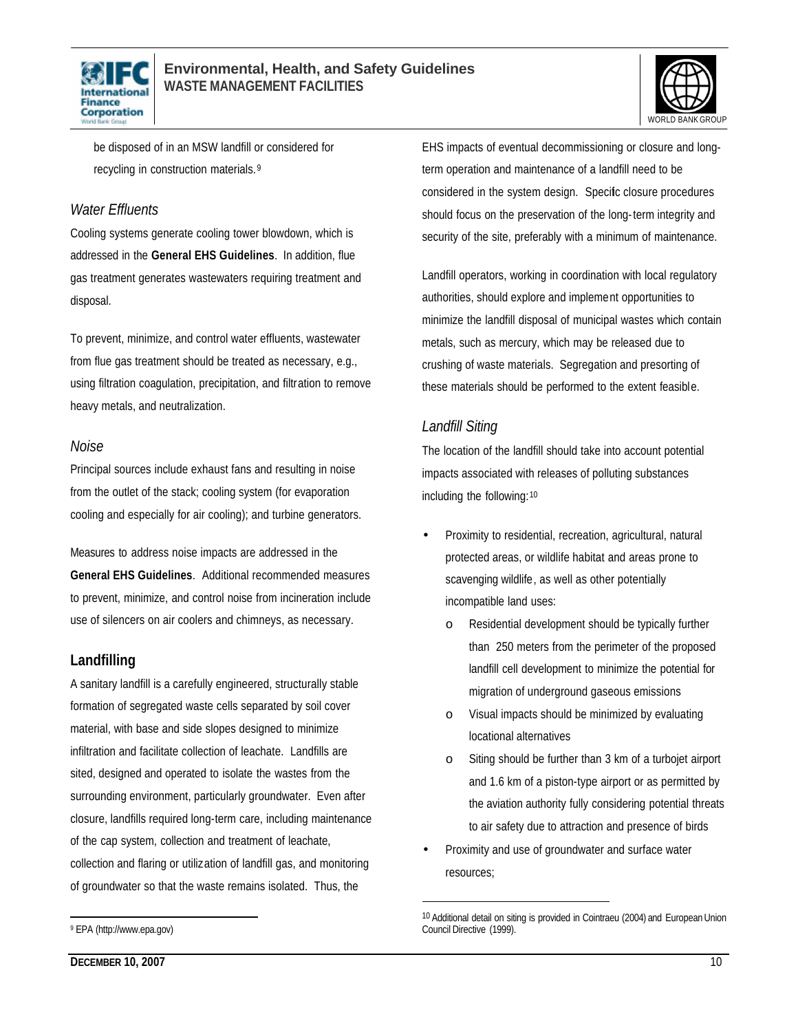be disposed of in an MSW landfill or considered for recycling in construction materials.[9]

*Water Effluents*

Cooling systems generate cooling tower blowdown, which is addressed in the **General EHS Guidelines**. In addition, flue gas treatment generates wastewaters requiring treatment and disposal.

To prevent, minimize, and control water effluents, wastewater from flue gas treatment should be treated as necessary, e.g., using filtration coagulation, precipitation, and filtration to remove heavy metals, and neutralization.

*Noise*

Principal sources include exhaust fans and resulting in noise from the outlet of the stack; cooling system (for evaporation cooling and especially for air cooling); and turbine generators.

Measures to address noise impacts are addressed in the **General EHS Guidelines**. Additional recommended measures to prevent, minimize, and control noise from incineration include use of silencers on air coolers and chimneys, as necessary.

## Landfilling

A sanitary landfill is a carefully engineered, structurally stable formation of segregated waste cells separated by soil cover material, with base and side slopes designed to minimize infiltration and facilitate collection of leachate. Landfills are sited, designed and operated to isolate the wastes from the surrounding environment, particularly groundwater. Even after closure, landfills required long-term care, including maintenance of the cap system, collection and treatment of leachate, collection and flaring or utilization of landfill gas, and monitoring of groundwater so that the waste remains isolated. Thus, the EHS impacts of eventual decommissioning or closure and long-term operation and maintenance of a landfill need to be considered in the system design. Specific closure procedures should focus on the preservation of the long-term integrity and security of the site, preferably with a minimum of maintenance.

Landfill operators, working in coordination with local regulatory authorities, should explore and implement opportunities to minimize the landfill disposal of municipal wastes which contain metals, such as mercury, which may be released due to crushing of waste materials. Segregation and presorting of these materials should be performed to the extent feasible.

*Landfill Siting*

The location of the landfill should take into account potential impacts associated with releases of polluting substances including the following:[10]

- Proximity to residential, recreation, agricultural, natural protected areas, or wildlife habitat and areas prone to scavenging wildlife, as well as other potentially incompatible land uses:
    - Residential development should be typically further than 250 meters from the perimeter of the proposed landfill cell development to minimize the potential for migration of underground gaseous emissions
    - Visual impacts should be minimized by evaluating locational alternatives
    - Siting should be further than 3 km of a turbojet airport and 1.6 km of a piston-type airport or as permitted by the aviation authority fully considering potential threats to air safety due to attraction and presence of birds
- Proximity and use of groundwater and surface water resources;

---

[9] EPA (http://www.epa.gov)

[10] Additional detail on siting is provided in Cointraeu (2004) and European Union Council Directive (1999).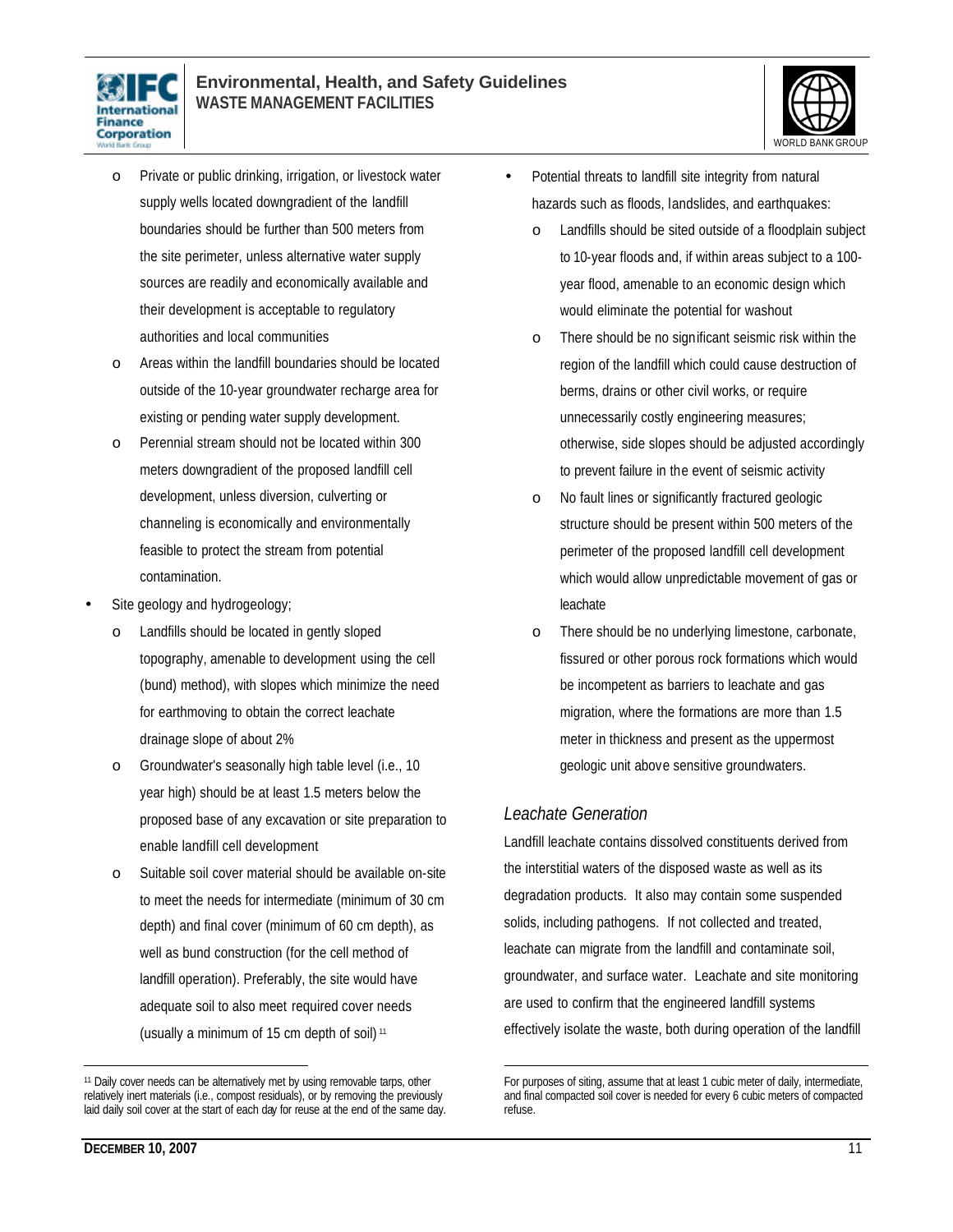- Private or public drinking, irrigation, or livestock water supply wells located downgradient of the landfill boundaries should be further than 500 meters from the site perimeter, unless alternative water supply sources are readily and economically available and their development is acceptable to regulatory authorities and local communities
  - Areas within the landfill boundaries should be located outside of the 10-year groundwater recharge area for existing or pending water supply development.
  - Perennial stream should not be located within 300 meters downgradient of the proposed landfill cell development, unless diversion, culverting or channeling is economically and environmentally feasible to protect the stream from potential contamination.
- Site geology and hydrogeology;
  - Landfills should be located in gently sloped topography, amenable to development using the cell (bund) method), with slopes which minimize the need for earthmoving to obtain the correct leachate drainage slope of about 2%
  - Groundwater's seasonally high table level (i.e., 10 year high) should be at least 1.5 meters below the proposed base of any excavation or site preparation to enable landfill cell development
  - Suitable soil cover material should be available on-site to meet the needs for intermediate (minimum of 30 cm depth) and final cover (minimum of 60 cm depth), as well as bund construction (for the cell method of landfill operation). Preferably, the site would have adequate soil to also meet required cover needs (usually a minimum of 15 cm depth of soil) [11]
- Potential threats to landfill site integrity from natural hazards such as floods, landslides, and earthquakes:
  - Landfills should be sited outside of a floodplain subject to 10-year floods and, if within areas subject to a 100-year flood, amenable to an economic design which would eliminate the potential for washout
  - There should be no significant seismic risk within the region of the landfill which could cause destruction of berms, drains or other civil works, or require unnecessarily costly engineering measures; otherwise, side slopes should be adjusted accordingly to prevent failure in the event of seismic activity
  - No fault lines or significantly fractured geologic structure should be present within 500 meters of the perimeter of the proposed landfill cell development which would allow unpredictable movement of gas or leachate
  - There should be no underlying limestone, carbonate, fissured or other porous rock formations which would be incompetent as barriers to leachate and gas migration, where the formations are more than 1.5 meter in thickness and present as the uppermost geologic unit above sensitive groundwaters.

### *Leachate Generation*

Landfill leachate contains dissolved constituents derived from the interstitial waters of the disposed waste as well as its degradation products. It also may contain some suspended solids, including pathogens. If not collected and treated, leachate can migrate from the landfill and contaminate soil, groundwater, and surface water. Leachate and site monitoring are used to confirm that the engineered landfill systems effectively isolate the waste, both during operation of the landfill

---

[11] Daily cover needs can be alternatively met by using removable tarps, other relatively inert materials (i.e., compost residuals), or by removing the previously laid daily soil cover at the start of each day for reuse at the end of the same day. For purposes of siting, assume that at least 1 cubic meter of daily, intermediate, and final compacted soil cover is needed for every 6 cubic meters of compacted refuse.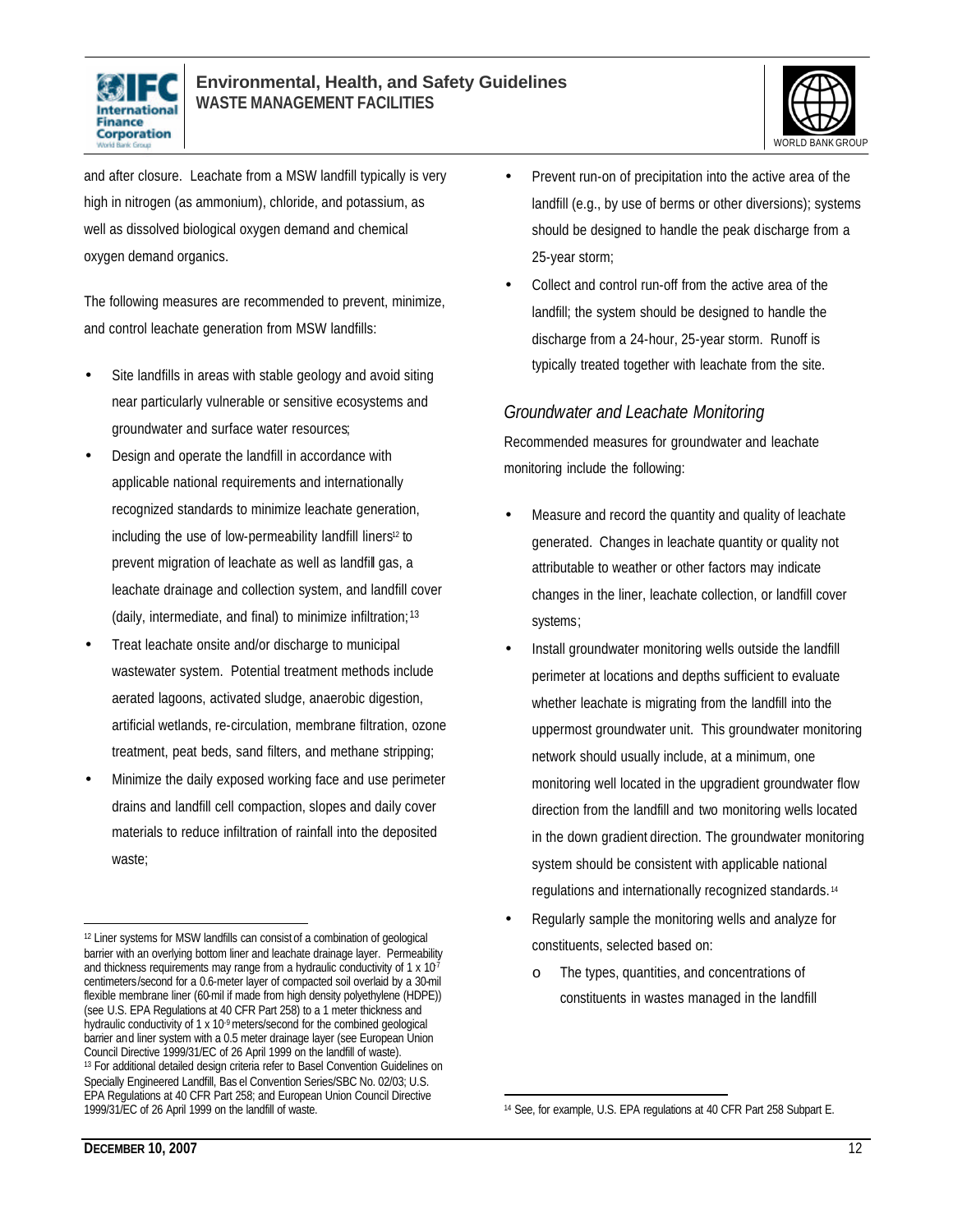and after closure. Leachate from a MSW landfill typically is very high in nitrogen (as ammonium), chloride, and potassium, as well as dissolved biological oxygen demand and chemical oxygen demand organics.

The following measures are recommended to prevent, minimize, and control leachate generation from MSW landfills:

- Site landfills in areas with stable geology and avoid siting near particularly vulnerable or sensitive ecosystems and groundwater and surface water resources;
- Design and operate the landfill in accordance with applicable national requirements and internationally recognized standards to minimize leachate generation, including the use of low-permeability landfill liners[12] to prevent migration of leachate as well as landfill gas, a leachate drainage and collection system, and landfill cover (daily, intermediate, and final) to minimize infiltration;[13]
- Treat leachate onsite and/or discharge to municipal wastewater system. Potential treatment methods include aerated lagoons, activated sludge, anaerobic digestion, artificial wetlands, re-circulation, membrane filtration, ozone treatment, peat beds, sand filters, and methane stripping;
- Minimize the daily exposed working face and use perimeter drains and landfill cell compaction, slopes and daily cover materials to reduce infiltration of rainfall into the deposited waste;
- Prevent run-on of precipitation into the active area of the landfill (e.g., by use of berms or other diversions); systems should be designed to handle the peak discharge from a 25-year storm;
- Collect and control run-off from the active area of the landfill; the system should be designed to handle the discharge from a 24-hour, 25-year storm. Runoff is typically treated together with leachate from the site.

### *Groundwater and Leachate Monitoring*

Recommended measures for groundwater and leachate monitoring include the following:

- Measure and record the quantity and quality of leachate generated. Changes in leachate quantity or quality not attributable to weather or other factors may indicate changes in the liner, leachate collection, or landfill cover systems;
- Install groundwater monitoring wells outside the landfill perimeter at locations and depths sufficient to evaluate whether leachate is migrating from the landfill into the uppermost groundwater unit. This groundwater monitoring network should usually include, at a minimum, one monitoring well located in the upgradient groundwater flow direction from the landfill and two monitoring wells located in the down gradient direction. The groundwater monitoring system should be consistent with applicable national regulations and internationally recognized standards.[14]
- Regularly sample the monitoring wells and analyze for constituents, selected based on:
  - The types, quantities, and concentrations of constituents in wastes managed in the landfill

---

[12] Liner systems for MSW landfills can consist of a combination of geological barrier with an overlying bottom liner and leachate drainage layer. Permeability and thickness requirements may range from a hydraulic conductivity of $1 \times 10^{-7}$ centimeters/second for a 0.6-meter layer of compacted soil overlaid by a 30-mil flexible membrane liner (60-mil if made from high density polyethylene (HDPE)) (see U.S. EPA Regulations at 40 CFR Part 258) to a 1 meter thickness and hydraulic conductivity of $1 \times 10^{-9}$ meters/second for the combined geological barrier and liner system with a 0.5 meter drainage layer (see European Union Council Directive 1999/31/EC of 26 April 1999 on the landfill of waste).

[13] For additional detailed design criteria refer to Basel Convention Guidelines on Specially Engineered Landfill, Basel Convention Series/SBC No. 02/03; U.S. EPA Regulations at 40 CFR Part 258; and European Union Council Directive 1999/31/EC of 26 April 1999 on the landfill of waste.

[14] See, for example, U.S. EPA regulations at 40 CFR Part 258 Subpart E.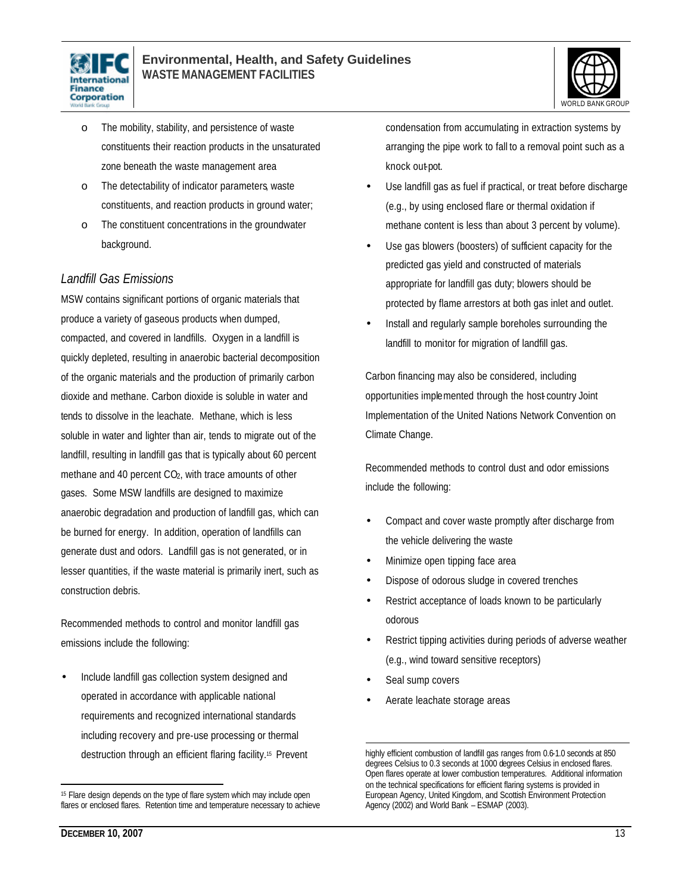- o The mobility, stability, and persistence of waste constituents their reaction products in the unsaturated zone beneath the waste management area
- o The detectability of indicator parameters, waste constituents, and reaction products in ground water;
- o The constituent concentrations in the groundwater background.

### *Landfill Gas Emissions*

MSW contains significant portions of organic materials that produce a variety of gaseous products when dumped, compacted, and covered in landfills. Oxygen in a landfill is quickly depleted, resulting in anaerobic bacterial decomposition of the organic materials and the production of primarily carbon dioxide and methane. Carbon dioxide is soluble in water and tends to dissolve in the leachate. Methane, which is less soluble in water and lighter than air, tends to migrate out of the landfill, resulting in landfill gas that is typically about 60 percent methane and 40 percent $CO_2$, with trace amounts of other gases. Some MSW landfills are designed to maximize anaerobic degradation and production of landfill gas, which can be burned for energy. In addition, operation of landfills can generate dust and odors. Landfill gas is not generated, or in lesser quantities, if the waste material is primarily inert, such as construction debris.

Recommended methods to control and monitor landfill gas emissions include the following:

- Include landfill gas collection system designed and operated in accordance with applicable national requirements and recognized international standards including recovery and pre-use processing or thermal destruction through an efficient flaring facility.[15] Prevent condensation from accumulating in extraction systems by arranging the pipe work to fall to a removal point such as a knock out-pot.
- Use landfill gas as fuel if practical, or treat before discharge (e.g., by using enclosed flare or thermal oxidation if methane content is less than about 3 percent by volume).
- Use gas blowers (boosters) of sufficient capacity for the predicted gas yield and constructed of materials appropriate for landfill gas duty; blowers should be protected by flame arrestors at both gas inlet and outlet.
- Install and regularly sample boreholes surrounding the landfill to monitor for migration of landfill gas.

Carbon financing may also be considered, including opportunities implemented through the host-country Joint Implementation of the United Nations Network Convention on Climate Change.

Recommended methods to control dust and odor emissions include the following:

- Compact and cover waste promptly after discharge from the vehicle delivering the waste
- Minimize open tipping face area
- Dispose of odorous sludge in covered trenches
- Restrict acceptance of loads known to be particularly odorous
- Restrict tipping activities during periods of adverse weather (e.g., wind toward sensitive receptors)
- Seal sump covers
- Aerate leachate storage areas

---

[15] Flare design depends on the type of flare system which may include open flares or enclosed flares. Retention time and temperature necessary to achieve highly efficient combustion of landfill gas ranges from 0.6-1.0 seconds at 850 degrees Celsius to 0.3 seconds at 1000 degrees Celsius in enclosed flares. Open flares operate at lower combustion temperatures. Additional information on the technical specifications for efficient flaring systems is provided in European Agency, United Kingdom, and Scottish Environment Protection Agency (2002) and World Bank – ESMAP (2003).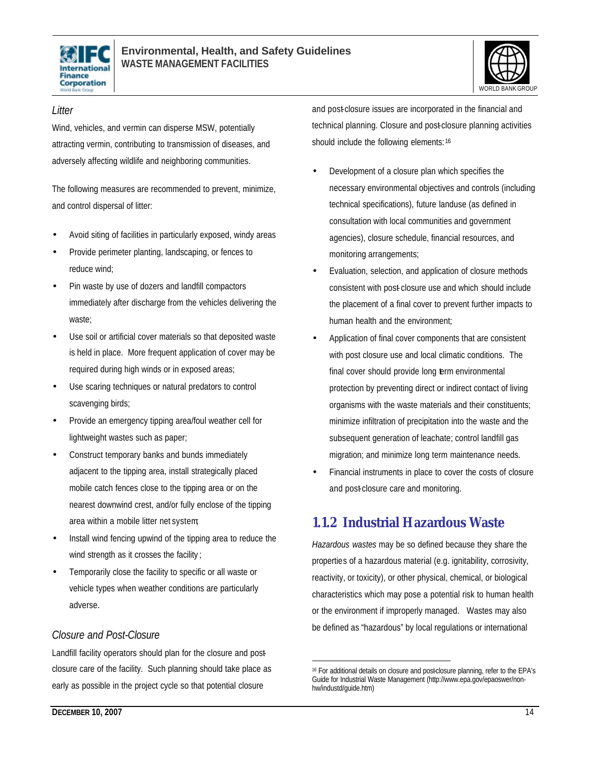*Litter*

Wind, vehicles, and vermin can disperse MSW, potentially attracting vermin, contributing to transmission of diseases, and adversely affecting wildlife and neighboring communities.

The following measures are recommended to prevent, minimize, and control dispersal of litter:

- Avoid siting of facilities in particularly exposed, windy areas
- Provide perimeter planting, landscaping, or fences to reduce wind;
- Pin waste by use of dozers and landfill compactors immediately after discharge from the vehicles delivering the waste;
- Use soil or artificial cover materials so that deposited waste is held in place. More frequent application of cover may be required during high winds or in exposed areas;
- Use scaring techniques or natural predators to control scavenging birds;
- Provide an emergency tipping area/foul weather cell for lightweight wastes such as paper;
- Construct temporary banks and bunds immediately adjacent to the tipping area, install strategically placed mobile catch fences close to the tipping area or on the nearest downwind crest, and/or fully enclose of the tipping area within a mobile litter net system;
- Install wind fencing upwind of the tipping area to reduce the wind strength as it crosses the facility;
- Temporarily close the facility to specific or all waste or vehicle types when weather conditions are particularly adverse.

*Closure and Post-Closure*

Landfill facility operators should plan for the closure and post-closure care of the facility. Such planning should take place as early as possible in the project cycle so that potential closure and post-closure issues are incorporated in the financial and technical planning. Closure and post-closure planning activities should include the following elements:[16]

- Development of a closure plan which specifies the necessary environmental objectives and controls (including technical specifications), future landuse (as defined in consultation with local communities and government agencies), closure schedule, financial resources, and monitoring arrangements;
- Evaluation, selection, and application of closure methods consistent with post-closure use and which should include the placement of a final cover to prevent further impacts to human health and the environment;
- Application of final cover components that are consistent with post closure use and local climatic conditions. The final cover should provide long term environmental protection by preventing direct or indirect contact of living organisms with the waste materials and their constituents; minimize infiltration of precipitation into the waste and the subsequent generation of leachate; control landfill gas migration; and minimize long term maintenance needs.
- Financial instruments in place to cover the costs of closure and post-closure care and monitoring.

### 1.1.2 Industrial Hazardous Waste

*Hazardous wastes* may be so defined because they share the properties of a hazardous material (e.g. ignitability, corrosivity, reactivity, or toxicity), or other physical, chemical, or biological characteristics which may pose a potential risk to human health or the environment if improperly managed. Wastes may also be defined as "hazardous" by local regulations or international

---

[16] For additional details on closure and post-closure planning, refer to the EPA's Guide for Industrial Waste Management (http://www.epa.gov/epaoswer/non-hw/industd/guide.htm)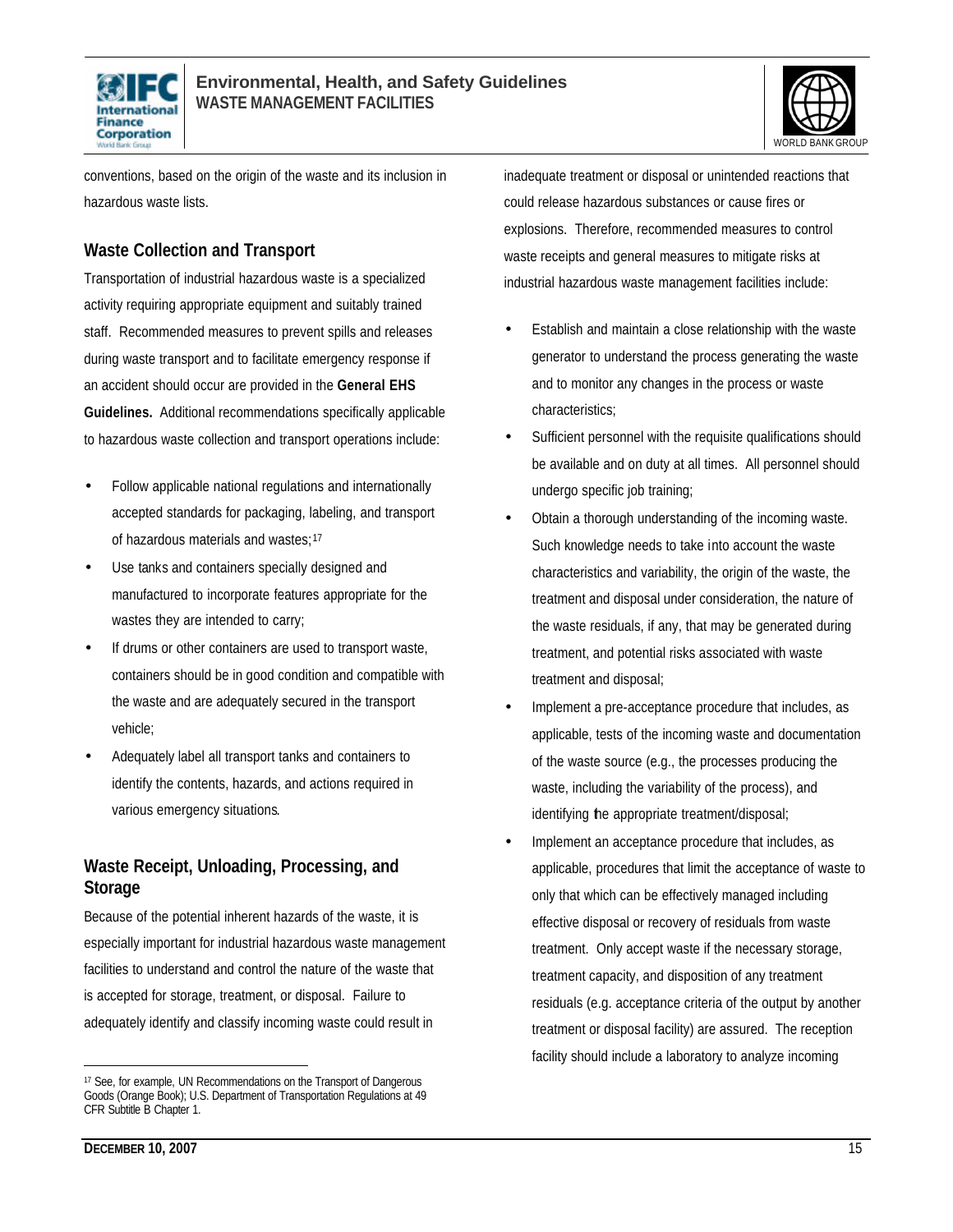conventions, based on the origin of the waste and its inclusion in hazardous waste lists.

## Waste Collection and Transport

Transportation of industrial hazardous waste is a specialized activity requiring appropriate equipment and suitably trained staff. Recommended measures to prevent spills and releases during waste transport and to facilitate emergency response if an accident should occur are provided in the **General EHS Guidelines.** Additional recommendations specifically applicable to hazardous waste collection and transport operations include:

- Follow applicable national regulations and internationally accepted standards for packaging, labeling, and transport of hazardous materials and wastes;[17]
- Use tanks and containers specially designed and manufactured to incorporate features appropriate for the wastes they are intended to carry;
- If drums or other containers are used to transport waste, containers should be in good condition and compatible with the waste and are adequately secured in the transport vehicle;
- Adequately label all transport tanks and containers to identify the contents, hazards, and actions required in various emergency situations.

## Waste Receipt, Unloading, Processing, and Storage

Because of the potential inherent hazards of the waste, it is especially important for industrial hazardous waste management facilities to understand and control the nature of the waste that is accepted for storage, treatment, or disposal. Failure to adequately identify and classify incoming waste could result in inadequate treatment or disposal or unintended reactions that could release hazardous substances or cause fires or explosions. Therefore, recommended measures to control waste receipts and general measures to mitigate risks at industrial hazardous waste management facilities include:

- Establish and maintain a close relationship with the waste generator to understand the process generating the waste and to monitor any changes in the process or waste characteristics;
- Sufficient personnel with the requisite qualifications should be available and on duty at all times. All personnel should undergo specific job training;
- Obtain a thorough understanding of the incoming waste. Such knowledge needs to take into account the waste characteristics and variability, the origin of the waste, the treatment and disposal under consideration, the nature of the waste residuals, if any, that may be generated during treatment, and potential risks associated with waste treatment and disposal;
- Implement a pre-acceptance procedure that includes, as applicable, tests of the incoming waste and documentation of the waste source (e.g., the processes producing the waste, including the variability of the process), and identifying the appropriate treatment/disposal;
- Implement an acceptance procedure that includes, as applicable, procedures that limit the acceptance of waste to only that which can be effectively managed including effective disposal or recovery of residuals from waste treatment. Only accept waste if the necessary storage, treatment capacity, and disposition of any treatment residuals (e.g. acceptance criteria of the output by another treatment or disposal facility) are assured. The reception facility should include a laboratory to analyze incoming

---

[17] See, for example, UN Recommendations on the Transport of Dangerous Goods (Orange Book); U.S. Department of Transportation Regulations at 49 CFR Subtitle B Chapter 1.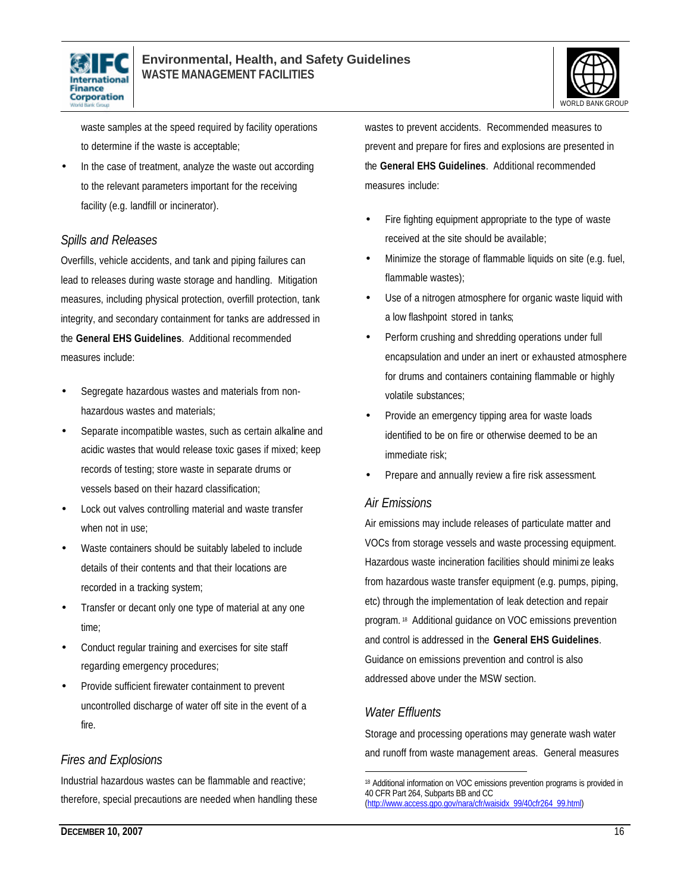waste samples at the speed required by facility operations to determine if the waste is acceptable;

- In the case of treatment, analyze the waste out according to the relevant parameters important for the receiving facility (e.g. landfill or incinerator).

### *Spills and Releases*

Overfills, vehicle accidents, and tank and piping failures can lead to releases during waste storage and handling. Mitigation measures, including physical protection, overfill protection, tank integrity, and secondary containment for tanks are addressed in the **General EHS Guidelines**. Additional recommended measures include:

- Segregate hazardous wastes and materials from non-hazardous wastes and materials;
- Separate incompatible wastes, such as certain alkaline and acidic wastes that would release toxic gases if mixed; keep records of testing; store waste in separate drums or vessels based on their hazard classification;
- Lock out valves controlling material and waste transfer when not in use;
- Waste containers should be suitably labeled to include details of their contents and that their locations are recorded in a tracking system;
- Transfer or decant only one type of material at any one time;
- Conduct regular training and exercises for site staff regarding emergency procedures;
- Provide sufficient firewater containment to prevent uncontrolled discharge of water off site in the event of a fire.

### *Fires and Explosions*

Industrial hazardous wastes can be flammable and reactive; therefore, special precautions are needed when handling these wastes to prevent accidents. Recommended measures to prevent and prepare for fires and explosions are presented in the **General EHS Guidelines**. Additional recommended measures include:

- Fire fighting equipment appropriate to the type of waste received at the site should be available;
- Minimize the storage of flammable liquids on site (e.g. fuel, flammable wastes);
- Use of a nitrogen atmosphere for organic waste liquid with a low flashpoint stored in tanks;
- Perform crushing and shredding operations under full encapsulation and under an inert or exhausted atmosphere for drums and containers containing flammable or highly volatile substances;
- Provide an emergency tipping area for waste loads identified to be on fire or otherwise deemed to be an immediate risk;
- Prepare and annually review a fire risk assessment.

### *Air Emissions*

Air emissions may include releases of particulate matter and VOCs from storage vessels and waste processing equipment. Hazardous waste incineration facilities should minimize leaks from hazardous waste transfer equipment (e.g. pumps, piping, etc) through the implementation of leak detection and repair program.[18] Additional guidance on VOC emissions prevention and control is addressed in the **General EHS Guidelines**. Guidance on emissions prevention and control is also addressed above under the MSW section.

### *Water Effluents*

Storage and processing operations may generate wash water and runoff from waste management areas. General measures

---

[18] Additional information on VOC emissions prevention programs is provided in 40 CFR Part 264, Subparts BB and CC (http://www.access.gpo.gov/nara/cfr/waisidx_99/40cfr264_99.html)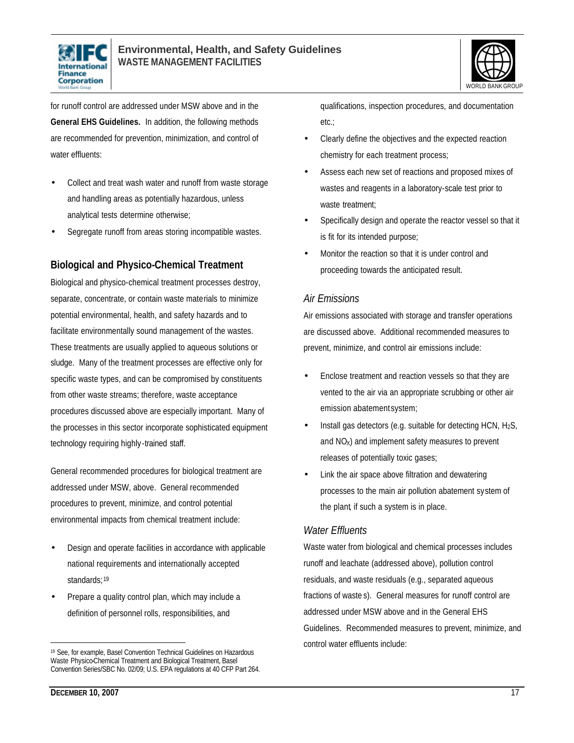for runoff control are addressed under MSW above and in the **General EHS Guidelines.** In addition, the following methods are recommended for prevention, minimization, and control of water effluents:

- Collect and treat wash water and runoff from waste storage and handling areas as potentially hazardous, unless analytical tests determine otherwise;
- Segregate runoff from areas storing incompatible wastes.

## Biological and Physico-Chemical Treatment

Biological and physico-chemical treatment processes destroy, separate, concentrate, or contain waste materials to minimize potential environmental, health, and safety hazards and to facilitate environmentally sound management of the wastes. These treatments are usually applied to aqueous solutions or sludge. Many of the treatment processes are effective only for specific waste types, and can be compromised by constituents from other waste streams; therefore, waste acceptance procedures discussed above are especially important. Many of the processes in this sector incorporate sophisticated equipment technology requiring highly-trained staff.

General recommended procedures for biological treatment are addressed under MSW, above. General recommended procedures to prevent, minimize, and control potential environmental impacts from chemical treatment include:

- Design and operate facilities in accordance with applicable national requirements and internationally accepted standards;[19]
- Prepare a quality control plan, which may include a definition of personnel rolls, responsibilities, and qualifications, inspection procedures, and documentation etc.;
- Clearly define the objectives and the expected reaction chemistry for each treatment process;
- Assess each new set of reactions and proposed mixes of wastes and reagents in a laboratory-scale test prior to waste treatment;
- Specifically design and operate the reactor vessel so that it is fit for its intended purpose;
- Monitor the reaction so that it is under control and proceeding towards the anticipated result.

### *Air Emissions*

Air emissions associated with storage and transfer operations are discussed above. Additional recommended measures to prevent, minimize, and control air emissions include:

- Enclose treatment and reaction vessels so that they are vented to the air via an appropriate scrubbing or other air emission abatement system;
- Install gas detectors (e.g. suitable for detecting HCN, $H_2S$, and $NO_X$) and implement safety measures to prevent releases of potentially toxic gases;
- Link the air space above filtration and dewatering processes to the main air pollution abatement system of the plant, if such a system is in place.

### *Water Effluents*

Waste water from biological and chemical processes includes runoff and leachate (addressed above), pollution control residuals, and waste residuals (e.g., separated aqueous fractions of wastes). General measures for runoff control are addressed under MSW above and in the General EHS Guidelines. Recommended measures to prevent, minimize, and control water effluents include:

---

[19] See, for example, Basel Convention Technical Guidelines on Hazardous Waste Physico-Chemical Treatment and Biological Treatment, Basel Convention Series/SBC No. 02/09; U.S. EPA regulations at 40 CFP Part 264.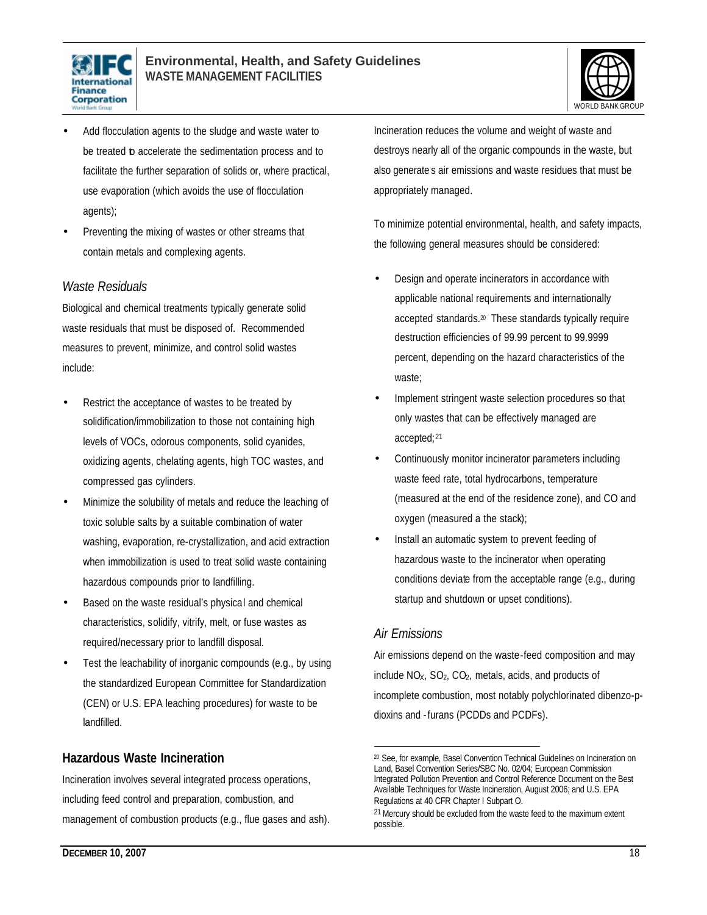- Add flocculation agents to the sludge and waste water to be treated to accelerate the sedimentation process and to facilitate the further separation of solids or, where practical, use evaporation (which avoids the use of flocculation agents);
- Preventing the mixing of wastes or other streams that contain metals and complexing agents.

### *Waste Residuals*

Biological and chemical treatments typically generate solid waste residuals that must be disposed of. Recommended measures to prevent, minimize, and control solid wastes include:

- Restrict the acceptance of wastes to be treated by solidification/immobilization to those not containing high levels of VOCs, odorous components, solid cyanides, oxidizing agents, chelating agents, high TOC wastes, and compressed gas cylinders.
- Minimize the solubility of metals and reduce the leaching of toxic soluble salts by a suitable combination of water washing, evaporation, re-crystallization, and acid extraction when immobilization is used to treat solid waste containing hazardous compounds prior to landfilling.
- Based on the waste residual's physical and chemical characteristics, solidify, vitrify, melt, or fuse wastes as required/necessary prior to landfill disposal.
- Test the leachability of inorganic compounds (e.g., by using the standardized European Committee for Standardization (CEN) or U.S. EPA leaching procedures) for waste to be landfilled.

## Hazardous Waste Incineration

Incineration involves several integrated process operations, including feed control and preparation, combustion, and management of combustion products (e.g., flue gases and ash). Incineration reduces the volume and weight of waste and destroys nearly all of the organic compounds in the waste, but also generates air emissions and waste residues that must be appropriately managed.

To minimize potential environmental, health, and safety impacts, the following general measures should be considered:

- Design and operate incinerators in accordance with applicable national requirements and internationally accepted standards.[20] These standards typically require destruction efficiencies of 99.99 percent to 99.9999 percent, depending on the hazard characteristics of the waste;
- Implement stringent waste selection procedures so that only wastes that can be effectively managed are accepted;[21]
- Continuously monitor incinerator parameters including waste feed rate, total hydrocarbons, temperature (measured at the end of the residence zone), and CO and oxygen (measured a the stack);
- Install an automatic system to prevent feeding of hazardous waste to the incinerator when operating conditions deviate from the acceptable range (e.g., during startup and shutdown or upset conditions).

### *Air Emissions*

Air emissions depend on the waste-feed composition and may include $NO_X$, $SO_2$, $CO_2$, metals, acids, and products of incomplete combustion, most notably polychlorinated dibenzo-p-dioxins and -furans (PCDDs and PCDFs).

---

[20] See, for example, Basel Convention Technical Guidelines on Incineration on Land, Basel Convention Series/SBC No. 02/04; European Commission Integrated Pollution Prevention and Control Reference Document on the Best Available Techniques for Waste Incineration, August 2006; and U.S. EPA Regulations at 40 CFR Chapter I Subpart O.

[21] Mercury should be excluded from the waste feed to the maximum extent possible.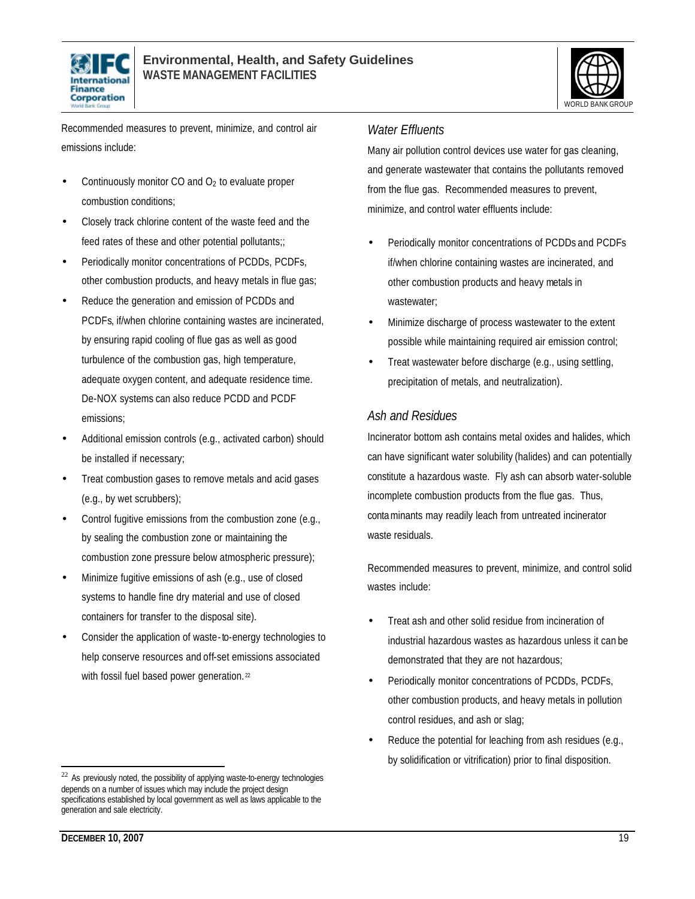Recommended measures to prevent, minimize, and control air emissions include:

- Continuously monitor CO and $O_2$ to evaluate proper combustion conditions;
- Closely track chlorine content of the waste feed and the feed rates of these and other potential pollutants;;
- Periodically monitor concentrations of PCDDs, PCDFs, other combustion products, and heavy metals in flue gas;
- Reduce the generation and emission of PCDDs and PCDFs, if/when chlorine containing wastes are incinerated, by ensuring rapid cooling of flue gas as well as good turbulence of the combustion gas, high temperature, adequate oxygen content, and adequate residence time. De-NOX systems can also reduce PCDD and PCDF emissions;
- Additional emission controls (e.g., activated carbon) should be installed if necessary;
- Treat combustion gases to remove metals and acid gases (e.g., by wet scrubbers);
- Control fugitive emissions from the combustion zone (e.g., by sealing the combustion zone or maintaining the combustion zone pressure below atmospheric pressure);
- Minimize fugitive emissions of ash (e.g., use of closed systems to handle fine dry material and use of closed containers for transfer to the disposal site).
- Consider the application of waste-to-energy technologies to help conserve resources and off-set emissions associated with fossil fuel based power generation.[22]

[22] As previously noted, the possibility of applying waste-to-energy technologies depends on a number of issues which may include the project design specifications established by local government as well as laws applicable to the generation and sale electricity.

### *Water Effluents*

Many air pollution control devices use water for gas cleaning, and generate wastewater that contains the pollutants removed from the flue gas. Recommended measures to prevent, minimize, and control water effluents include:

- Periodically monitor concentrations of PCDDs and PCDFs if/when chlorine containing wastes are incinerated, and other combustion products and heavy metals in wastewater;
- Minimize discharge of process wastewater to the extent possible while maintaining required air emission control;
- Treat wastewater before discharge (e.g., using settling, precipitation of metals, and neutralization).

### *Ash and Residues*

Incinerator bottom ash contains metal oxides and halides, which can have significant water solubility (halides) and can potentially constitute a hazardous waste. Fly ash can absorb water-soluble incomplete combustion products from the flue gas. Thus, contaminants may readily leach from untreated incinerator waste residuals.

Recommended measures to prevent, minimize, and control solid wastes include:

- Treat ash and other solid residue from incineration of industrial hazardous wastes as hazardous unless it can be demonstrated that they are not hazardous;
- Periodically monitor concentrations of PCDDs, PCDFs, other combustion products, and heavy metals in pollution control residues, and ash or slag;
- Reduce the potential for leaching from ash residues (e.g., by solidification or vitrification) prior to final disposition.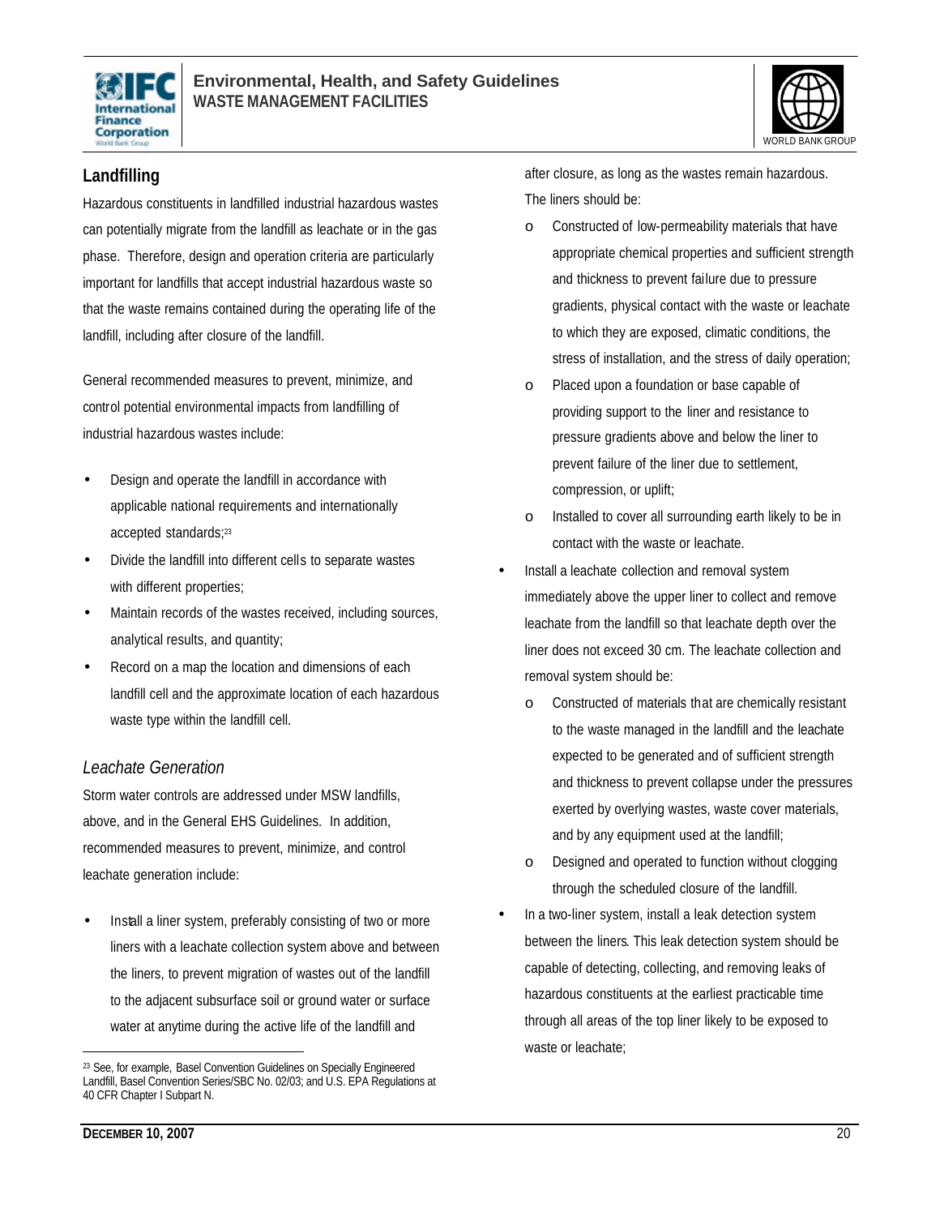## Landfilling

Hazardous constituents in landfilled industrial hazardous wastes can potentially migrate from the landfill as leachate or in the gas phase. Therefore, design and operation criteria are particularly important for landfills that accept industrial hazardous waste so that the waste remains contained during the operating life of the landfill, including after closure of the landfill.

General recommended measures to prevent, minimize, and control potential environmental impacts from landfilling of industrial hazardous wastes include:

- Design and operate the landfill in accordance with applicable national requirements and internationally accepted standards;[23]
- Divide the landfill into different cells to separate wastes with different properties;
- Maintain records of the wastes received, including sources, analytical results, and quantity;
- Record on a map the location and dimensions of each landfill cell and the approximate location of each hazardous waste type within the landfill cell.

### *Leachate Generation*

Storm water controls are addressed under MSW landfills, above, and in the General EHS Guidelines. In addition, recommended measures to prevent, minimize, and control leachate generation include:

- Install a liner system, preferably consisting of two or more liners with a leachate collection system above and between the liners, to prevent migration of wastes out of the landfill to the adjacent subsurface soil or ground water or surface water at anytime during the active life of the landfill and after closure, as long as the wastes remain hazardous. The liners should be:
  - Constructed of low-permeability materials that have appropriate chemical properties and sufficient strength and thickness to prevent failure due to pressure gradients, physical contact with the waste or leachate to which they are exposed, climatic conditions, the stress of installation, and the stress of daily operation;
  - Placed upon a foundation or base capable of providing support to the liner and resistance to pressure gradients above and below the liner to prevent failure of the liner due to settlement, compression, or uplift;
  - Installed to cover all surrounding earth likely to be in contact with the waste or leachate.
- Install a leachate collection and removal system immediately above the upper liner to collect and remove leachate from the landfill so that leachate depth over the liner does not exceed 30 cm. The leachate collection and removal system should be:
  - Constructed of materials that are chemically resistant to the waste managed in the landfill and the leachate expected to be generated and of sufficient strength and thickness to prevent collapse under the pressures exerted by overlying wastes, waste cover materials, and by any equipment used at the landfill;
  - Designed and operated to function without clogging through the scheduled closure of the landfill.
- In a two-liner system, install a leak detection system between the liners. This leak detection system should be capable of detecting, collecting, and removing leaks of hazardous constituents at the earliest practicable time through all areas of the top liner likely to be exposed to waste or leachate;

---

[23] See, for example, Basel Convention Guidelines on Specially Engineered Landfill, Basel Convention Series/SBC No. 02/03; and U.S. EPA Regulations at 40 CFR Chapter I Subpart N.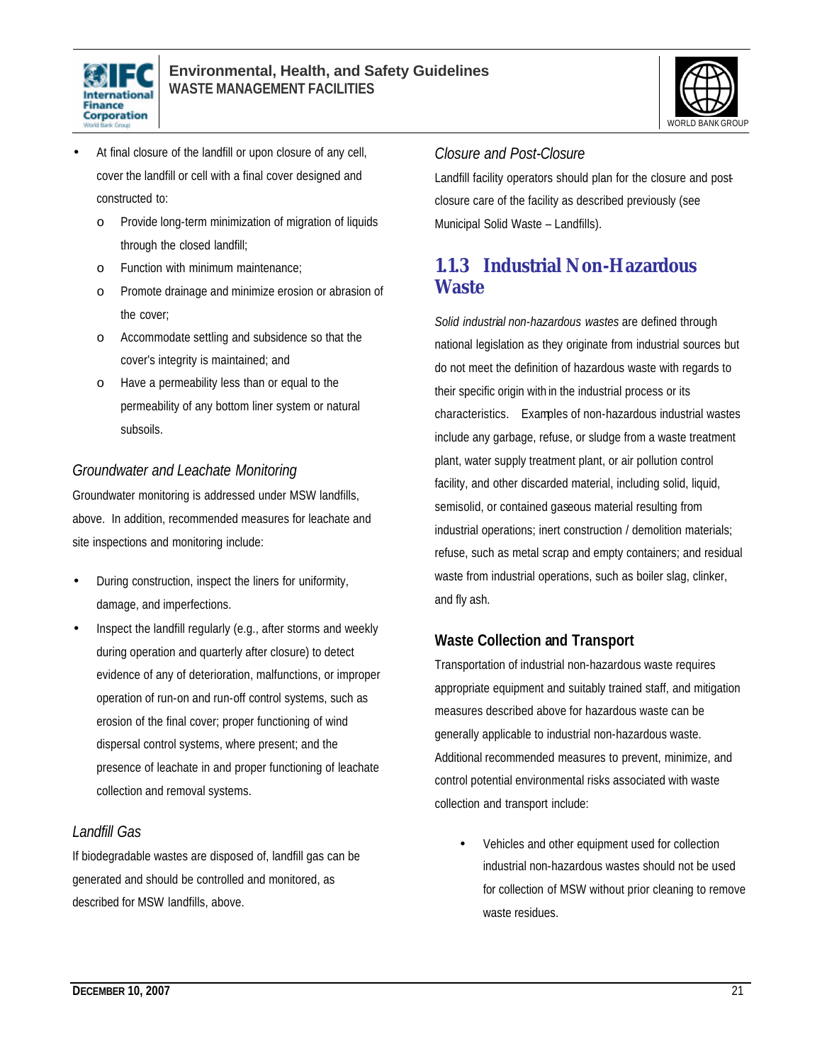- At final closure of the landfill or upon closure of any cell, cover the landfill or cell with a final cover designed and constructed to:
  - Provide long-term minimization of migration of liquids through the closed landfill;
  - Function with minimum maintenance;
  - Promote drainage and minimize erosion or abrasion of the cover;
  - Accommodate settling and subsidence so that the cover's integrity is maintained; and
  - Have a permeability less than or equal to the permeability of any bottom liner system or natural subsoils.

*Groundwater and Leachate Monitoring*

Groundwater monitoring is addressed under MSW landfills, above. In addition, recommended measures for leachate and site inspections and monitoring include:

- During construction, inspect the liners for uniformity, damage, and imperfections.
- Inspect the landfill regularly (e.g., after storms and weekly during operation and quarterly after closure) to detect evidence of any of deterioration, malfunctions, or improper operation of run-on and run-off control systems, such as erosion of the final cover; proper functioning of wind dispersal control systems, where present; and the presence of leachate in and proper functioning of leachate collection and removal systems.

*Landfill Gas*

If biodegradable wastes are disposed of, landfill gas can be generated and should be controlled and monitored, as described for MSW landfills, above.

*Closure and Post-Closure*

Landfill facility operators should plan for the closure and post-closure care of the facility as described previously (see Municipal Solid Waste – Landfills).

## 1.1.3 Industrial Non-Hazardous Waste

*Solid industrial non-hazardous wastes* are defined through national legislation as they originate from industrial sources but do not meet the definition of hazardous waste with regards to their specific origin within the industrial process or its characteristics. Examples of non-hazardous industrial wastes include any garbage, refuse, or sludge from a waste treatment plant, water supply treatment plant, or air pollution control facility, and other discarded material, including solid, liquid, semisolid, or contained gaseous material resulting from industrial operations; inert construction / demolition materials; refuse, such as metal scrap and empty containers; and residual waste from industrial operations, such as boiler slag, clinker, and fly ash.

### Waste Collection and Transport

Transportation of industrial non-hazardous waste requires appropriate equipment and suitably trained staff, and mitigation measures described above for hazardous waste can be generally applicable to industrial non-hazardous waste. Additional recommended measures to prevent, minimize, and control potential environmental risks associated with waste collection and transport include:

- Vehicles and other equipment used for collection industrial non-hazardous wastes should not be used for collection of MSW without prior cleaning to remove waste residues.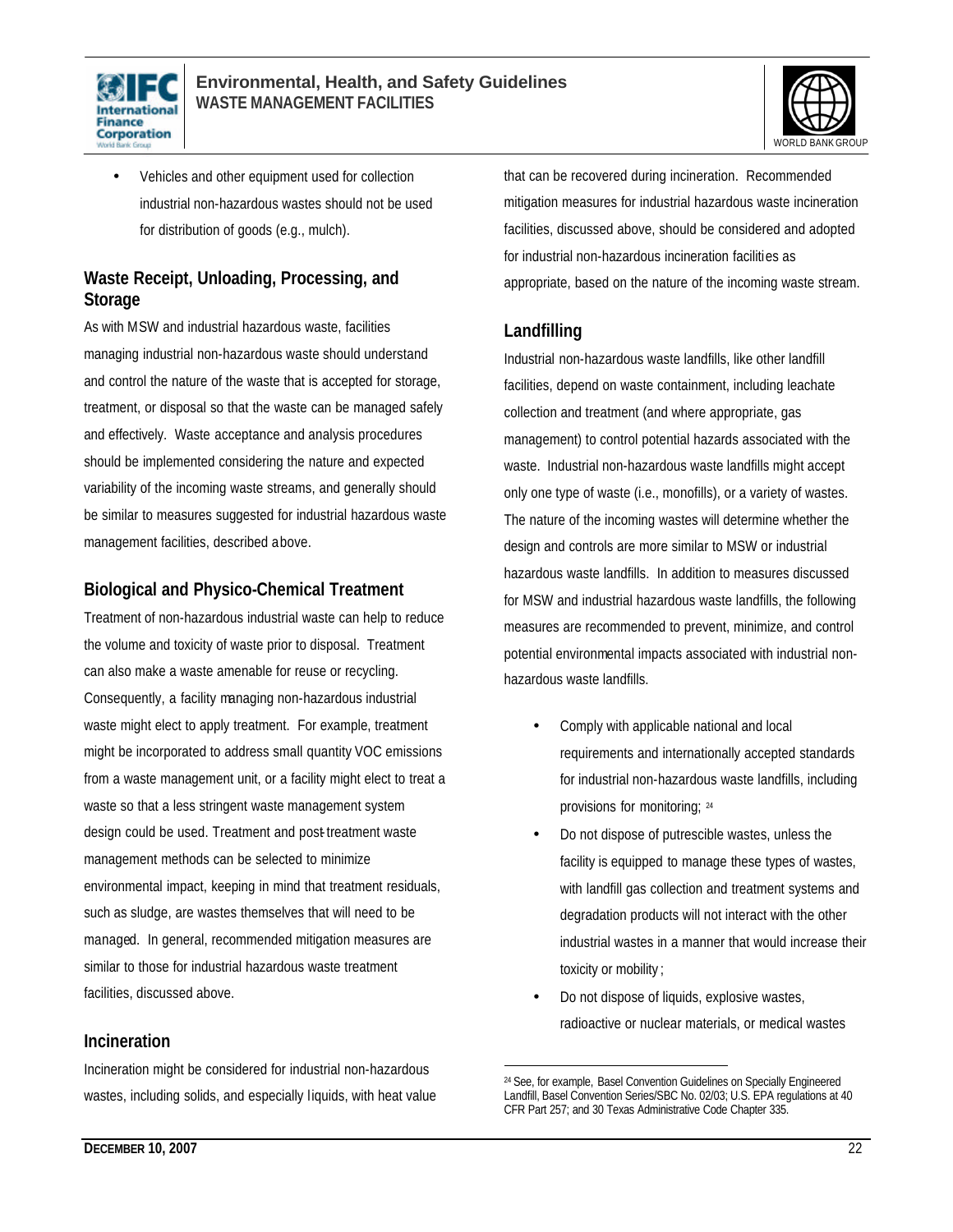- Vehicles and other equipment used for collection industrial non-hazardous wastes should not be used for distribution of goods (e.g., mulch).

### Waste Receipt, Unloading, Processing, and Storage

As with MSW and industrial hazardous waste, facilities managing industrial non-hazardous waste should understand and control the nature of the waste that is accepted for storage, treatment, or disposal so that the waste can be managed safely and effectively. Waste acceptance and analysis procedures should be implemented considering the nature and expected variability of the incoming waste streams, and generally should be similar to measures suggested for industrial hazardous waste management facilities, described above.

### Biological and Physico-Chemical Treatment

Treatment of non-hazardous industrial waste can help to reduce the volume and toxicity of waste prior to disposal. Treatment can also make a waste amenable for reuse or recycling. Consequently, a facility managing non-hazardous industrial waste might elect to apply treatment. For example, treatment might be incorporated to address small quantity VOC emissions from a waste management unit, or a facility might elect to treat a waste so that a less stringent waste management system design could be used. Treatment and post-treatment waste management methods can be selected to minimize environmental impact, keeping in mind that treatment residuals, such as sludge, are wastes themselves that will need to be managed. In general, recommended mitigation measures are similar to those for industrial hazardous waste treatment facilities, discussed above.

### Incineration

Incineration might be considered for industrial non-hazardous wastes, including solids, and especially liquids, with heat value that can be recovered during incineration. Recommended mitigation measures for industrial hazardous waste incineration facilities, discussed above, should be considered and adopted for industrial non-hazardous incineration facilities as appropriate, based on the nature of the incoming waste stream.

### Landfilling

Industrial non-hazardous waste landfills, like other landfill facilities, depend on waste containment, including leachate collection and treatment (and where appropriate, gas management) to control potential hazards associated with the waste. Industrial non-hazardous waste landfills might accept only one type of waste (i.e., monofills), or a variety of wastes. The nature of the incoming wastes will determine whether the design and controls are more similar to MSW or industrial hazardous waste landfills. In addition to measures discussed for MSW and industrial hazardous waste landfills, the following measures are recommended to prevent, minimize, and control potential environmental impacts associated with industrial non-hazardous waste landfills.

- Comply with applicable national and local requirements and internationally accepted standards for industrial non-hazardous waste landfills, including provisions for monitoring; [24]
- Do not dispose of putrescible wastes, unless the facility is equipped to manage these types of wastes, with landfill gas collection and treatment systems and degradation products will not interact with the other industrial wastes in a manner that would increase their toxicity or mobility;
- Do not dispose of liquids, explosive wastes, radioactive or nuclear materials, or medical wastes

[24] See, for example, Basel Convention Guidelines on Specially Engineered Landfill, Basel Convention Series/SBC No. 02/03; U.S. EPA regulations at 40 CFR Part 257; and 30 Texas Administrative Code Chapter 335.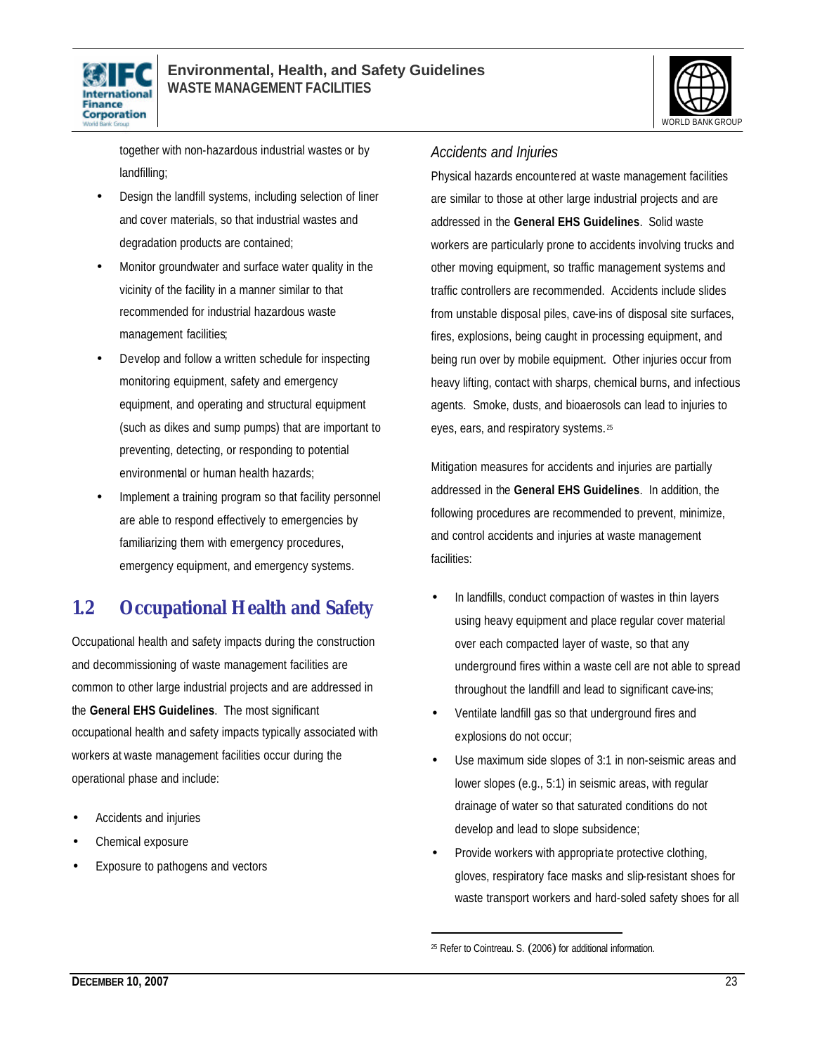together with non-hazardous industrial wastes or by landfilling;

- Design the landfill systems, including selection of liner and cover materials, so that industrial wastes and degradation products are contained;
- Monitor groundwater and surface water quality in the vicinity of the facility in a manner similar to that recommended for industrial hazardous waste management facilities;
- Develop and follow a written schedule for inspecting monitoring equipment, safety and emergency equipment, and operating and structural equipment (such as dikes and sump pumps) that are important to preventing, detecting, or responding to potential environmental or human health hazards;
- Implement a training program so that facility personnel are able to respond effectively to emergencies by familiarizing them with emergency procedures, emergency equipment, and emergency systems.

## 1.2 Occupational Health and Safety

Occupational health and safety impacts during the construction and decommissioning of waste management facilities are common to other large industrial projects and are addressed in the **General EHS Guidelines**. The most significant occupational health and safety impacts typically associated with workers at waste management facilities occur during the operational phase and include:

- Accidents and injuries
- Chemical exposure
- Exposure to pathogens and vectors

### *Accidents and Injuries*

Physical hazards encountered at waste management facilities are similar to those at other large industrial projects and are addressed in the **General EHS Guidelines**. Solid waste workers are particularly prone to accidents involving trucks and other moving equipment, so traffic management systems and traffic controllers are recommended. Accidents include slides from unstable disposal piles, cave-ins of disposal site surfaces, fires, explosions, being caught in processing equipment, and being run over by mobile equipment. Other injuries occur from heavy lifting, contact with sharps, chemical burns, and infectious agents. Smoke, dusts, and bioaerosols can lead to injuries to eyes, ears, and respiratory systems.[25]

Mitigation measures for accidents and injuries are partially addressed in the **General EHS Guidelines**. In addition, the following procedures are recommended to prevent, minimize, and control accidents and injuries at waste management facilities:

- In landfills, conduct compaction of wastes in thin layers using heavy equipment and place regular cover material over each compacted layer of waste, so that any underground fires within a waste cell are not able to spread throughout the landfill and lead to significant cave-ins;
- Ventilate landfill gas so that underground fires and explosions do not occur;
- Use maximum side slopes of 3:1 in non-seismic areas and lower slopes (e.g., 5:1) in seismic areas, with regular drainage of water so that saturated conditions do not develop and lead to slope subsidence;
- Provide workers with appropriate protective clothing, gloves, respiratory face masks and slip-resistant shoes for waste transport workers and hard-soled safety shoes for all

---

[25] Refer to Cointreau. S. (2006) for additional information.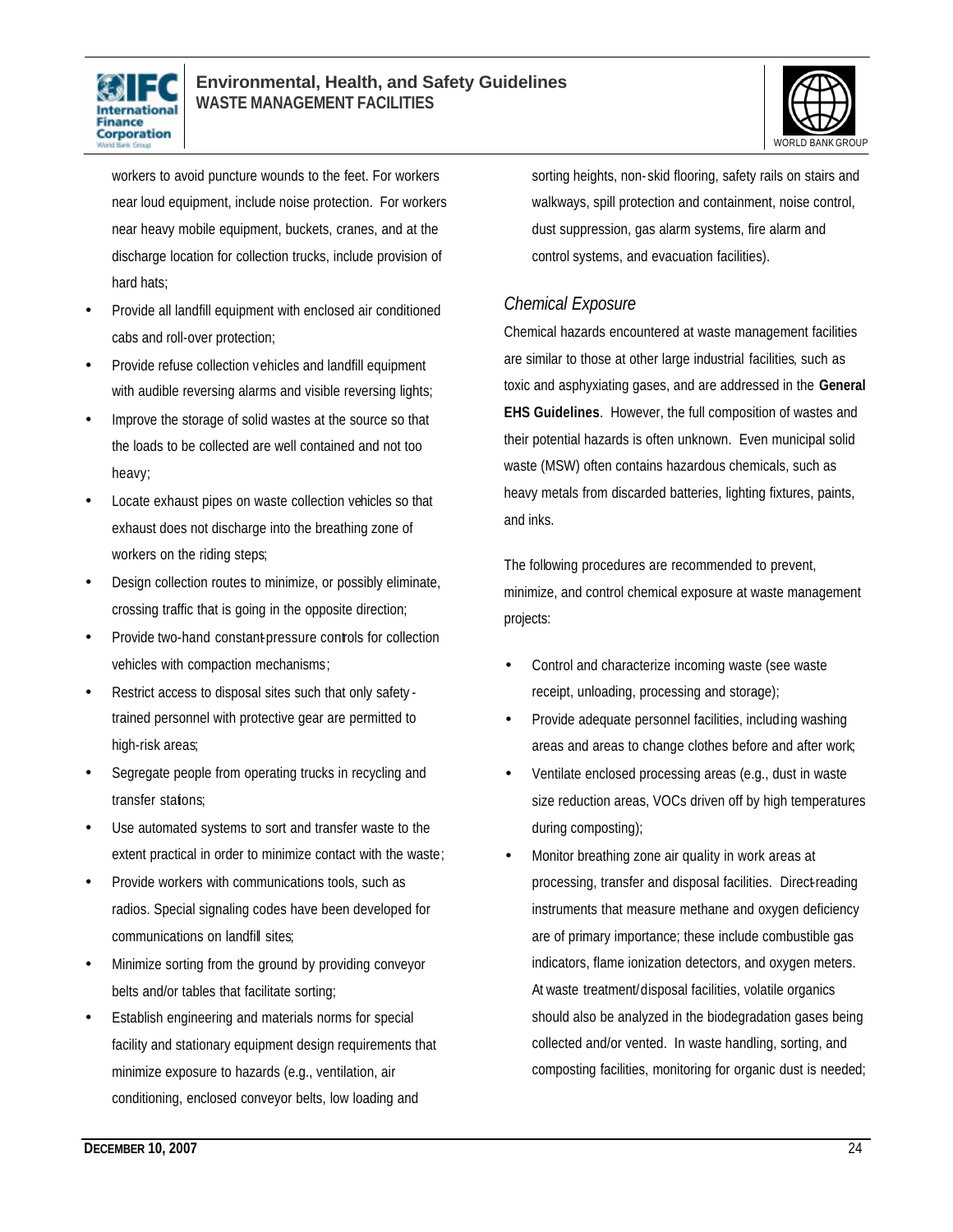workers to avoid puncture wounds to the feet. For workers near loud equipment, include noise protection. For workers near heavy mobile equipment, buckets, cranes, and at the discharge location for collection trucks, include provision of hard hats;

- Provide all landfill equipment with enclosed air conditioned cabs and roll-over protection;
- Provide refuse collection vehicles and landfill equipment with audible reversing alarms and visible reversing lights;
- Improve the storage of solid wastes at the source so that the loads to be collected are well contained and not too heavy;
- Locate exhaust pipes on waste collection vehicles so that exhaust does not discharge into the breathing zone of workers on the riding steps;
- Design collection routes to minimize, or possibly eliminate, crossing traffic that is going in the opposite direction;
- Provide two-hand constant-pressure controls for collection vehicles with compaction mechanisms;
- Restrict access to disposal sites such that only safety-trained personnel with protective gear are permitted to high-risk areas;
- Segregate people from operating trucks in recycling and transfer stations;
- Use automated systems to sort and transfer waste to the extent practical in order to minimize contact with the waste;
- Provide workers with communications tools, such as radios. Special signaling codes have been developed for communications on landfill sites;
- Minimize sorting from the ground by providing conveyor belts and/or tables that facilitate sorting;
- Establish engineering and materials norms for special facility and stationary equipment design requirements that minimize exposure to hazards (e.g., ventilation, air conditioning, enclosed conveyor belts, low loading and sorting heights, non-skid flooring, safety rails on stairs and walkways, spill protection and containment, noise control, dust suppression, gas alarm systems, fire alarm and control systems, and evacuation facilities).

### *Chemical Exposure*

Chemical hazards encountered at waste management facilities are similar to those at other large industrial facilities, such as toxic and asphyxiating gases, and are addressed in the **General EHS Guidelines**. However, the full composition of wastes and their potential hazards is often unknown. Even municipal solid waste (MSW) often contains hazardous chemicals, such as heavy metals from discarded batteries, lighting fixtures, paints, and inks.

The following procedures are recommended to prevent, minimize, and control chemical exposure at waste management projects:

- Control and characterize incoming waste (see waste receipt, unloading, processing and storage);
- Provide adequate personnel facilities, including washing areas and areas to change clothes before and after work;
- Ventilate enclosed processing areas (e.g., dust in waste size reduction areas, VOCs driven off by high temperatures during composting);
- Monitor breathing zone air quality in work areas at processing, transfer and disposal facilities. Direct-reading instruments that measure methane and oxygen deficiency are of primary importance; these include combustible gas indicators, flame ionization detectors, and oxygen meters. At waste treatment/disposal facilities, volatile organics should also be analyzed in the biodegradation gases being collected and/or vented. In waste handling, sorting, and composting facilities, monitoring for organic dust is needed;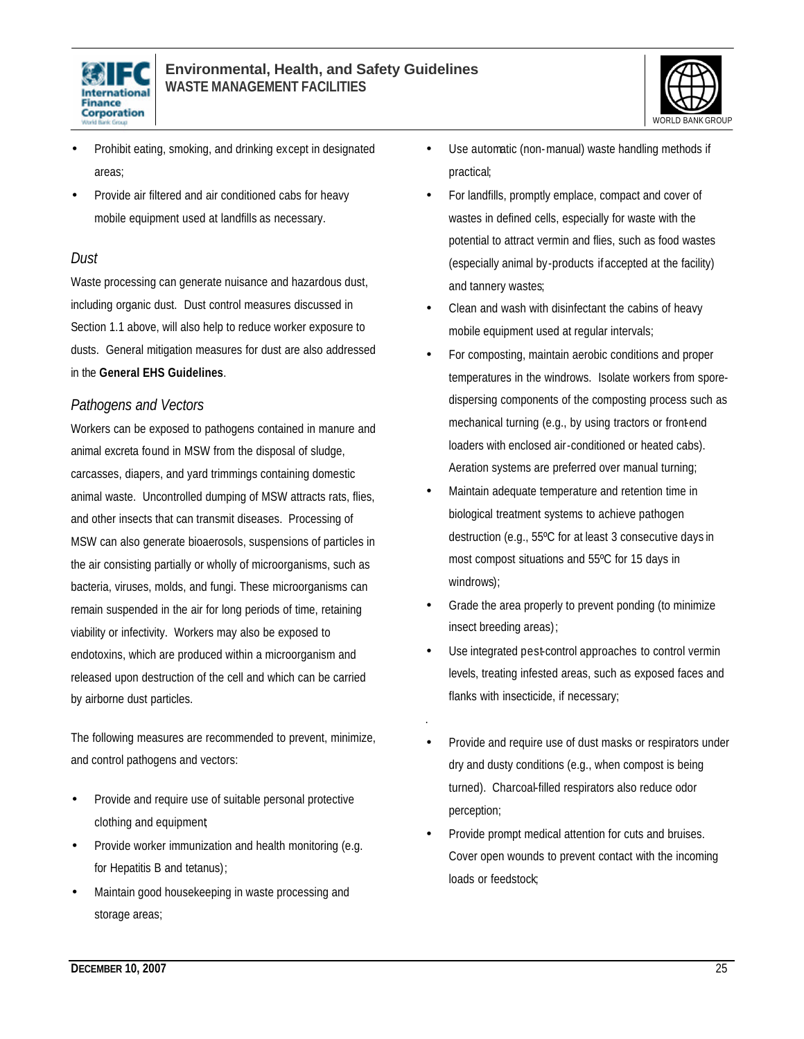- Prohibit eating, smoking, and drinking except in designated areas;
- Provide air filtered and air conditioned cabs for heavy mobile equipment used at landfills as necessary.

### *Dust*

Waste processing can generate nuisance and hazardous dust, including organic dust. Dust control measures discussed in Section 1.1 above, will also help to reduce worker exposure to dusts. General mitigation measures for dust are also addressed in the **General EHS Guidelines**.

### *Pathogens and Vectors*

Workers can be exposed to pathogens contained in manure and animal excreta found in MSW from the disposal of sludge, carcasses, diapers, and yard trimmings containing domestic animal waste. Uncontrolled dumping of MSW attracts rats, flies, and other insects that can transmit diseases. Processing of MSW can also generate bioaerosols, suspensions of particles in the air consisting partially or wholly of microorganisms, such as bacteria, viruses, molds, and fungi. These microorganisms can remain suspended in the air for long periods of time, retaining viability or infectivity. Workers may also be exposed to endotoxins, which are produced within a microorganism and released upon destruction of the cell and which can be carried by airborne dust particles.

The following measures are recommended to prevent, minimize, and control pathogens and vectors:

- Provide and require use of suitable personal protective clothing and equipment;
- Provide worker immunization and health monitoring (e.g. for Hepatitis B and tetanus);
- Maintain good housekeeping in waste processing and storage areas;
- Use automatic (non-manual) waste handling methods if practical;
- For landfills, promptly emplace, compact and cover of wastes in defined cells, especially for waste with the potential to attract vermin and flies, such as food wastes (especially animal by-products if accepted at the facility) and tannery wastes;
- Clean and wash with disinfectant the cabins of heavy mobile equipment used at regular intervals;
- For composting, maintain aerobic conditions and proper temperatures in the windrows. Isolate workers from spore-dispersing components of the composting process such as mechanical turning (e.g., by using tractors or front-end loaders with enclosed air-conditioned or heated cabs). Aeration systems are preferred over manual turning;
- Maintain adequate temperature and retention time in biological treatment systems to achieve pathogen destruction (e.g., 55ºC for at least 3 consecutive days in most compost situations and 55ºC for 15 days in windrows);
- Grade the area properly to prevent ponding (to minimize insect breeding areas);
- Use integrated pest-control approaches to control vermin levels, treating infested areas, such as exposed faces and flanks with insecticide, if necessary;
- Provide and require use of dust masks or respirators under dry and dusty conditions (e.g., when compost is being turned). Charcoal-filled respirators also reduce odor perception;
- Provide prompt medical attention for cuts and bruises. Cover open wounds to prevent contact with the incoming loads or feedstock;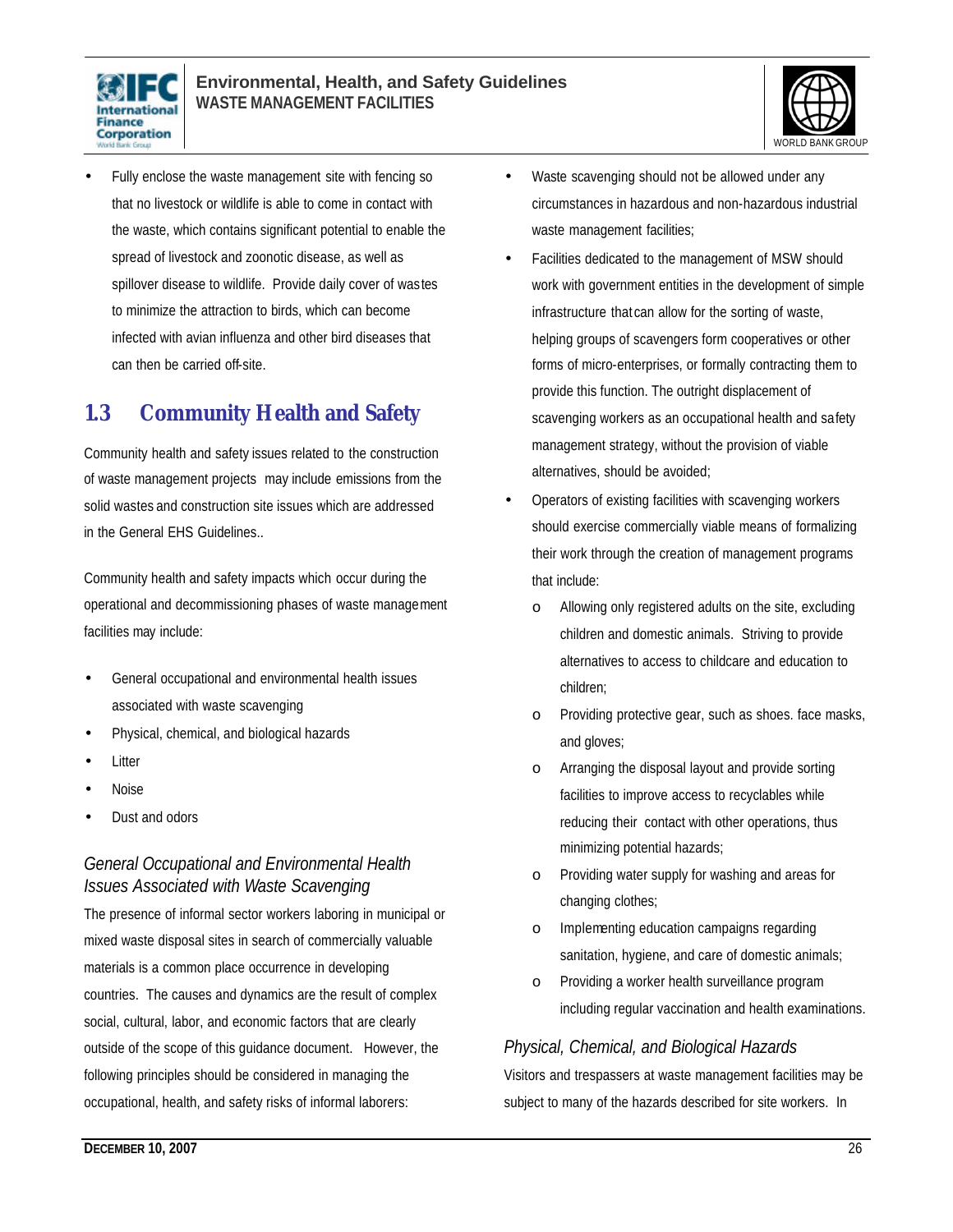- Fully enclose the waste management site with fencing so that no livestock or wildlife is able to come in contact with the waste, which contains significant potential to enable the spread of livestock and zoonotic disease, as well as spillover disease to wildlife. Provide daily cover of wastes to minimize the attraction to birds, which can become infected with avian influenza and other bird diseases that can then be carried off-site.

## 1.3 Community Health and Safety

Community health and safety issues related to the construction of waste management projects may include emissions from the solid wastes and construction site issues which are addressed in the General EHS Guidelines..

Community health and safety impacts which occur during the operational and decommissioning phases of waste management facilities may include:

- General occupational and environmental health issues associated with waste scavenging
- Physical, chemical, and biological hazards
- Litter
- Noise
- Dust and odors

### *General Occupational and Environmental Health Issues Associated with Waste Scavenging*

The presence of informal sector workers laboring in municipal or mixed waste disposal sites in search of commercially valuable materials is a common place occurrence in developing countries. The causes and dynamics are the result of complex social, cultural, labor, and economic factors that are clearly outside of the scope of this guidance document. However, the following principles should be considered in managing the occupational, health, and safety risks of informal laborers:

- Waste scavenging should not be allowed under any circumstances in hazardous and non-hazardous industrial waste management facilities;
- Facilities dedicated to the management of MSW should work with government entities in the development of simple infrastructure that can allow for the sorting of waste, helping groups of scavengers form cooperatives or other forms of micro-enterprises, or formally contracting them to provide this function. The outright displacement of scavenging workers as an occupational health and safety management strategy, without the provision of viable alternatives, should be avoided;
- Operators of existing facilities with scavenging workers should exercise commercially viable means of formalizing their work through the creation of management programs that include:
    - Allowing only registered adults on the site, excluding children and domestic animals. Striving to provide alternatives to access to childcare and education to children;
    - Providing protective gear, such as shoes. face masks, and gloves;
    - Arranging the disposal layout and provide sorting facilities to improve access to recyclables while reducing their contact with other operations, thus minimizing potential hazards;
    - Providing water supply for washing and areas for changing clothes;
    - Implementing education campaigns regarding sanitation, hygiene, and care of domestic animals;
    - Providing a worker health surveillance program including regular vaccination and health examinations.

### *Physical, Chemical, and Biological Hazards*

Visitors and trespassers at waste management facilities may be subject to many of the hazards described for site workers. In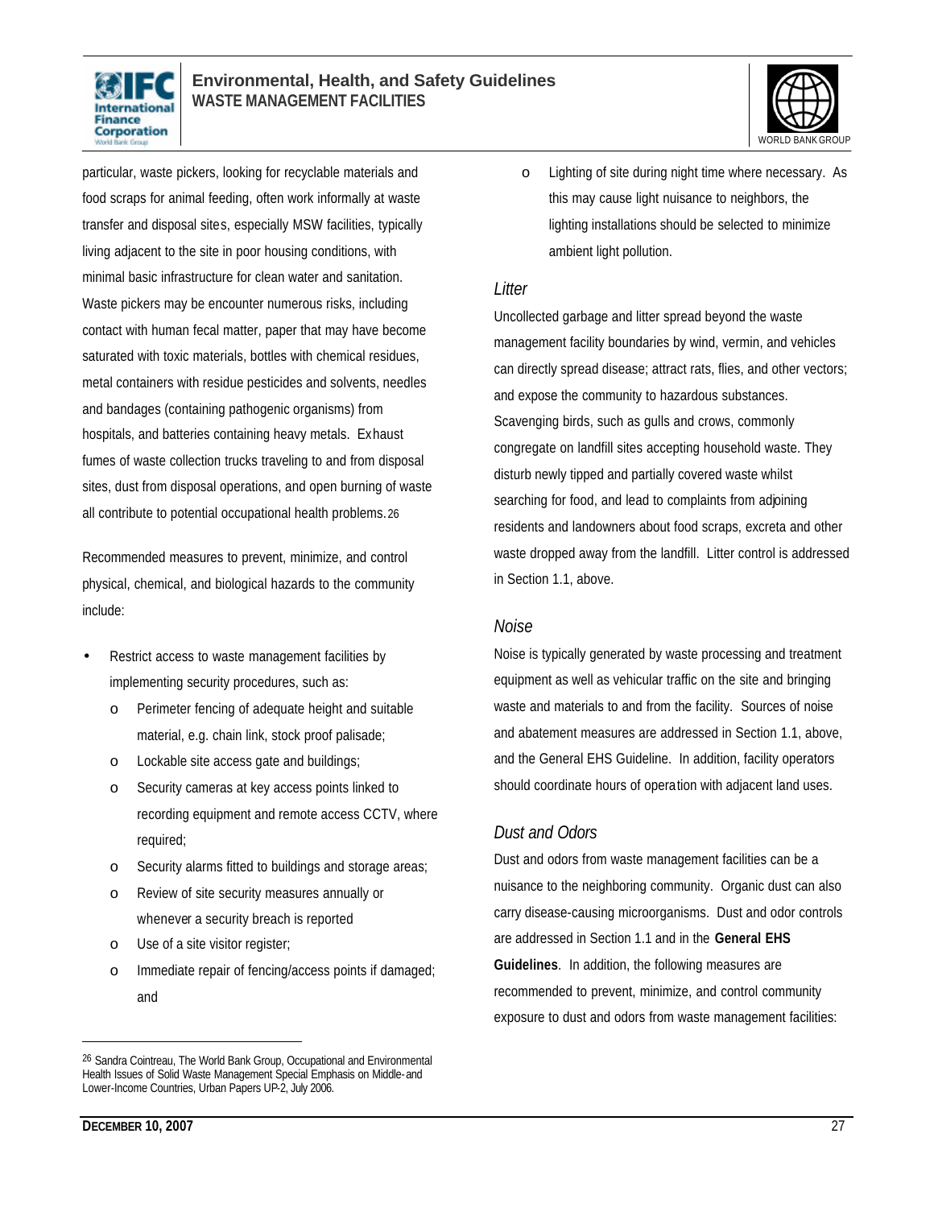particular, waste pickers, looking for recyclable materials and food scraps for animal feeding, often work informally at waste transfer and disposal sites, especially MSW facilities, typically living adjacent to the site in poor housing conditions, with minimal basic infrastructure for clean water and sanitation. Waste pickers may be encounter numerous risks, including contact with human fecal matter, paper that may have become saturated with toxic materials, bottles with chemical residues, metal containers with residue pesticides and solvents, needles and bandages (containing pathogenic organisms) from hospitals, and batteries containing heavy metals. Exhaust fumes of waste collection trucks traveling to and from disposal sites, dust from disposal operations, and open burning of waste all contribute to potential occupational health problems.[26]

Recommended measures to prevent, minimize, and control physical, chemical, and biological hazards to the community include:

- Restrict access to waste management facilities by implementing security procedures, such as:
  - Perimeter fencing of adequate height and suitable material, e.g. chain link, stock proof palisade;
  - Lockable site access gate and buildings;
  - Security cameras at key access points linked to recording equipment and remote access CCTV, where required;
  - Security alarms fitted to buildings and storage areas;
  - Review of site security measures annually or whenever a security breach is reported
  - Use of a site visitor register;
  - Immediate repair of fencing/access points if damaged; and
  - Lighting of site during night time where necessary. As this may cause light nuisance to neighbors, the lighting installations should be selected to minimize ambient light pollution.

*Litter*

Uncollected garbage and litter spread beyond the waste management facility boundaries by wind, vermin, and vehicles can directly spread disease; attract rats, flies, and other vectors; and expose the community to hazardous substances. Scavenging birds, such as gulls and crows, commonly congregate on landfill sites accepting household waste. They disturb newly tipped and partially covered waste whilst searching for food, and lead to complaints from adjoining residents and landowners about food scraps, excreta and other waste dropped away from the landfill. Litter control is addressed in Section 1.1, above.

*Noise*

Noise is typically generated by waste processing and treatment equipment as well as vehicular traffic on the site and bringing waste and materials to and from the facility. Sources of noise and abatement measures are addressed in Section 1.1, above, and the General EHS Guideline. In addition, facility operators should coordinate hours of operation with adjacent land uses.

*Dust and Odors*

Dust and odors from waste management facilities can be a nuisance to the neighboring community. Organic dust can also carry disease-causing microorganisms. Dust and odor controls are addressed in Section 1.1 and in the **General EHS Guidelines**. In addition, the following measures are recommended to prevent, minimize, and control community exposure to dust and odors from waste management facilities:

---

[26] Sandra Cointreau, The World Bank Group, Occupational and Environmental Health Issues of Solid Waste Management Special Emphasis on Middle- and Lower-Income Countries, Urban Papers UP-2, July 2006.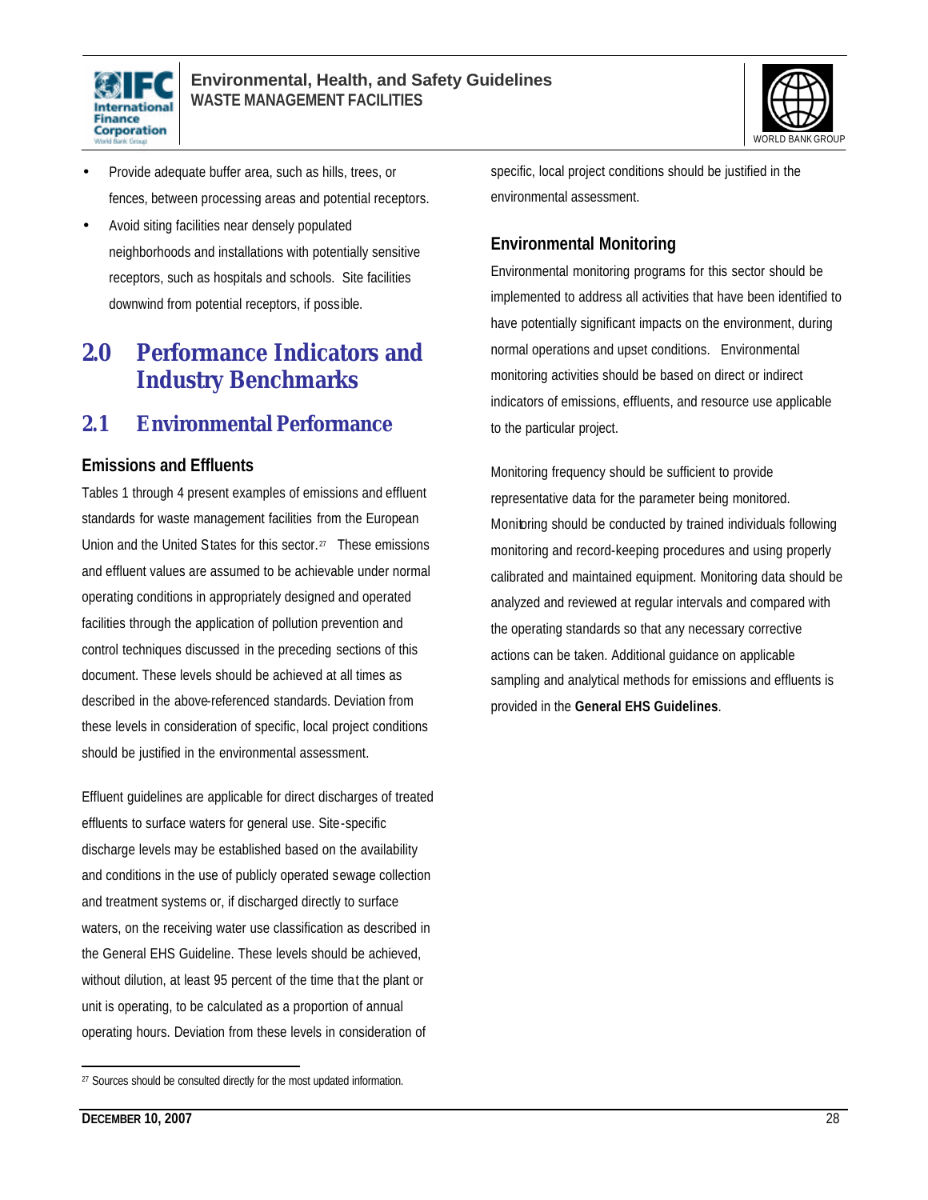- Provide adequate buffer area, such as hills, trees, or fences, between processing areas and potential receptors.
- Avoid siting facilities near densely populated neighborhoods and installations with potentially sensitive receptors, such as hospitals and schools. Site facilities downwind from potential receptors, if possible.

# 2.0 Performance Indicators and Industry Benchmarks

## 2.1 Environmental Performance

### Emissions and Effluents

Tables 1 through 4 present examples of emissions and effluent standards for waste management facilities from the European Union and the United States for this sector.[27] These emissions and effluent values are assumed to be achievable under normal operating conditions in appropriately designed and operated facilities through the application of pollution prevention and control techniques discussed in the preceding sections of this document. These levels should be achieved at all times as described in the above-referenced standards. Deviation from these levels in consideration of specific, local project conditions should be justified in the environmental assessment.

Effluent guidelines are applicable for direct discharges of treated effluents to surface waters for general use. Site-specific discharge levels may be established based on the availability and conditions in the use of publicly operated sewage collection and treatment systems or, if discharged directly to surface waters, on the receiving water use classification as described in the General EHS Guideline. These levels should be achieved, without dilution, at least 95 percent of the time that the plant or unit is operating, to be calculated as a proportion of annual operating hours. Deviation from these levels in consideration of specific, local project conditions should be justified in the environmental assessment.

### Environmental Monitoring

Environmental monitoring programs for this sector should be implemented to address all activities that have been identified to have potentially significant impacts on the environment, during normal operations and upset conditions. Environmental monitoring activities should be based on direct or indirect indicators of emissions, effluents, and resource use applicable to the particular project.

Monitoring frequency should be sufficient to provide representative data for the parameter being monitored. Monitoring should be conducted by trained individuals following monitoring and record-keeping procedures and using properly calibrated and maintained equipment. Monitoring data should be analyzed and reviewed at regular intervals and compared with the operating standards so that any necessary corrective actions can be taken. Additional guidance on applicable sampling and analytical methods for emissions and effluents is provided in the **General EHS Guidelines**.

---

[27] Sources should be consulted directly for the most updated information.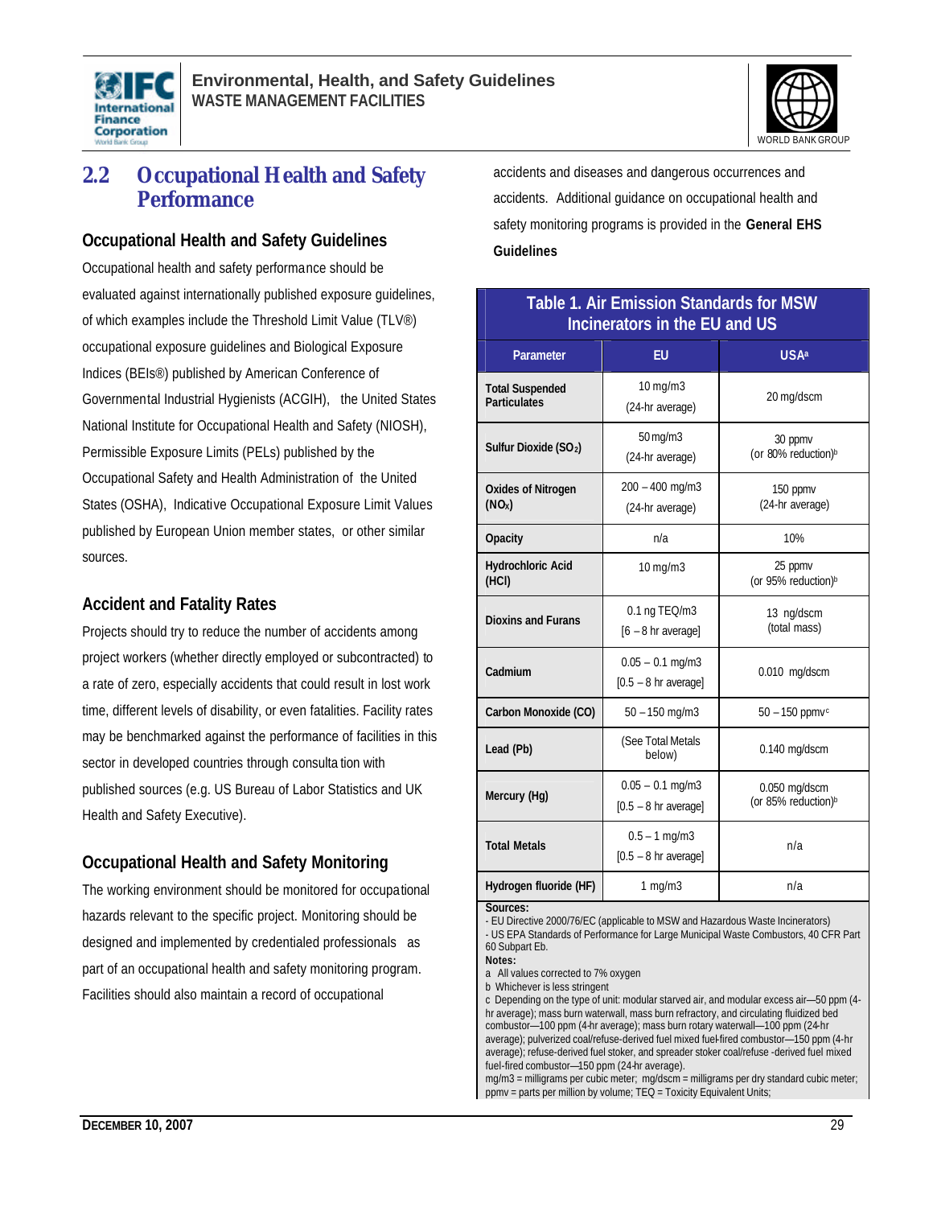## 2.2 Occupational Health and Safety Performance

### Occupational Health and Safety Guidelines

Occupational health and safety performance should be evaluated against internationally published exposure guidelines, of which examples include the Threshold Limit Value (TLV®) occupational exposure guidelines and Biological Exposure Indices (BEIs®) published by American Conference of Governmental Industrial Hygienists (ACGIH), the United States National Institute for Occupational Health and Safety (NIOSH), Permissible Exposure Limits (PELs) published by the Occupational Safety and Health Administration of the United States (OSHA), Indicative Occupational Exposure Limit Values published by European Union member states, or other similar sources.

### Accident and Fatality Rates

Projects should try to reduce the number of accidents among project workers (whether directly employed or subcontracted) to a rate of zero, especially accidents that could result in lost work time, different levels of disability, or even fatalities. Facility rates may be benchmarked against the performance of facilities in this sector in developed countries through consultation with published sources (e.g. US Bureau of Labor Statistics and UK Health and Safety Executive).

### Occupational Health and Safety Monitoring

The working environment should be monitored for occupational hazards relevant to the specific project. Monitoring should be designed and implemented by credentialed professionals as part of an occupational health and safety monitoring program. Facilities should also maintain a record of occupational accidents and diseases and dangerous occurrences and accidents. Additional guidance on occupational health and safety monitoring programs is provided in the **General EHS Guidelines**

**Table 1. Air Emission Standards for MSW Incinerators in the EU and US**

| Parameter | EU | USA[a] |
|---|---|---|
| **Total Suspended Particulates** | 10 mg/m3 (24-hr average) | 20 mg/dscm |
| **Sulfur Dioxide ($SO_2$)** | 50 mg/m3 (24-hr average) | 30 ppmv (or 80% reduction)[b] |
| **Oxides of Nitrogen ($NO_X$)** | 200 – 400 mg/m3 (24-hr average) | 150 ppmv (24-hr average) |
| **Opacity** | n/a | 10% |
| **Hydrochloric Acid (HCl)** | 10 mg/m3 | 25 ppmv (or 95% reduction)[b] |
| **Dioxins and Furans** | 0.1 ng TEQ/m3 [6 – 8 hr average] | 13 ng/dscm (total mass) |
| **Cadmium** | 0.05 – 0.1 mg/m3 [0.5 – 8 hr average] | 0.010 mg/dscm |
| **Carbon Monoxide (CO)** | 50 – 150 mg/m3 | 50 – 150 ppmv[c] |
| **Lead (Pb)** | (See Total Metals below) | 0.140 mg/dscm |
| **Mercury (Hg)** | 0.05 – 0.1 mg/m3 [0.5 – 8 hr average] | 0.050 mg/dscm (or 85% reduction)[b] |
| **Total Metals** | 0.5 – 1 mg/m3 [0.5 – 8 hr average] | n/a |
| **Hydrogen fluoride (HF)** | 1 mg/m3 | n/a |

**Sources:**
- EU Directive 2000/76/EC (applicable to MSW and Hazardous Waste Incinerators)
- US EPA Standards of Performance for Large Municipal Waste Combustors, 40 CFR Part 60 Subpart Eb.

**Notes:**
a All values corrected to 7% oxygen
b Whichever is less stringent
c Depending on the type of unit: modular starved air, and modular excess air—50 ppm (4-hr average); mass burn waterwall, mass burn refractory, and circulating fluidized bed combustor—100 ppm (4-hr average); mass burn rotary waterwall—100 ppm (24-hr average); pulverized coal/refuse-derived fuel mixed fuel-fired combustor—150 ppm (4-hr average); refuse-derived fuel stoker, and spreader stoker coal/refuse -derived fuel mixed fuel-fired combustor—150 ppm (24-hr average).
mg/m3 = milligrams per cubic meter; mg/dscm = milligrams per dry standard cubic meter; ppmv = parts per million by volume; TEQ = Toxicity Equivalent Units;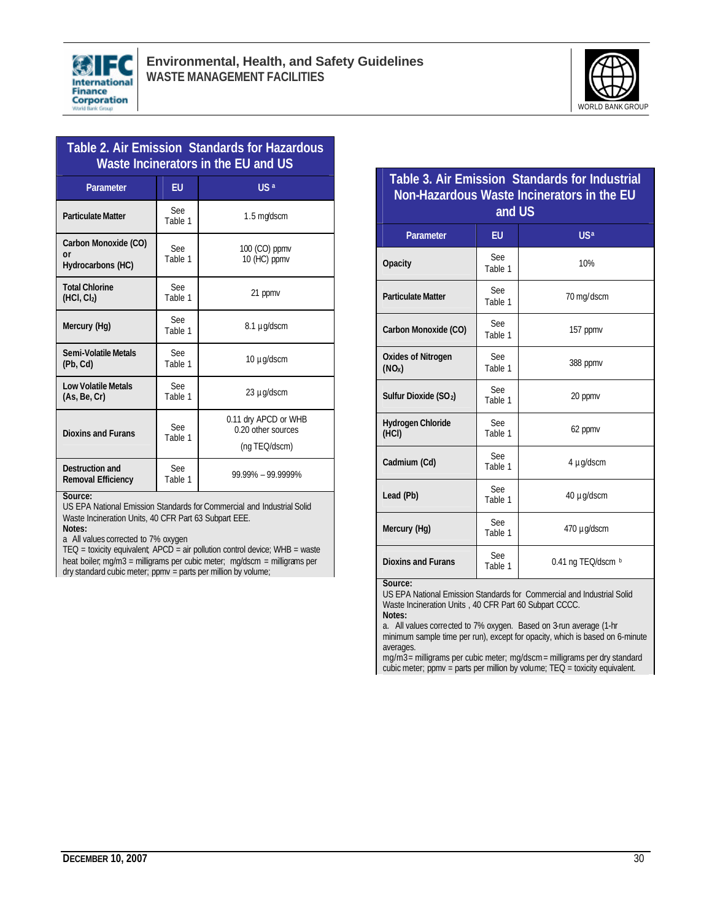**Table 2. Air Emission Standards for Hazardous Waste Incinerators in the EU and US**

| Parameter | EU | US [a] |
|---|---|---|
| **Particulate Matter** | See Table 1 | 1.5 mg/dscm |
| **Carbon Monoxide (CO) or Hydrocarbons (HC)** | See Table 1 | 100 (CO) ppmv<br>10 (HC) ppmv |
| **Total Chlorine ($HCl$, $Cl_2$)** | See Table 1 | 21 ppmv |
| **Mercury (Hg)** | See Table 1 | 8.1 µg/dscm |
| **Semi-Volatile Metals (Pb, Cd)** | See Table 1 | 10 µg/dscm |
| **Low Volatile Metals (As, Be, Cr)** | See Table 1 | 23 µg/dscm |
| **Dioxins and Furans** | See Table 1 | 0.11 dry APCD or WHB<br>0.20 other sources<br>(ng TEQ/dscm) |
| **Destruction and Removal Efficiency** | See Table 1 | 99.99% – 99.9999% |

**Source:**
US EPA National Emission Standards for Commercial and Industrial Solid Waste Incineration Units, 40 CFR Part 63 Subpart EEE.
**Notes:**
a All values corrected to 7% oxygen
TEQ = toxicity equivalent; APCD = air pollution control device; WHB = waste heat boiler, mg/m3 = milligrams per cubic meter; mg/dscm = milligrams per dry standard cubic meter; ppmv = parts per million by volume;

**Table 3. Air Emission Standards for Industrial Non-Hazardous Waste Incinerators in the EU and US**

| Parameter | EU | US[a] |
|---|---|---|
| **Opacity** | See Table 1 | 10% |
| **Particulate Matter** | See Table 1 | 70 mg/dscm |
| **Carbon Monoxide (CO)** | See Table 1 | 157 ppmv |
| **Oxides of Nitrogen ($NO_X$)** | See Table 1 | 388 ppmv |
| **Sulfur Dioxide ($SO_2$)** | See Table 1 | 20 ppmv |
| **Hydrogen Chloride (HCl)** | See Table 1 | 62 ppmv |
| **Cadmium (Cd)** | See Table 1 | 4 µg/dscm |
| **Lead (Pb)** | See Table 1 | 40 µg/dscm |
| **Mercury (Hg)** | See Table 1 | 470 µg/dscm |
| **Dioxins and Furans** | See Table 1 | 0.41 ng TEQ/dscm [b] |

**Source:**
US EPA National Emission Standards for Commercial and Industrial Solid Waste Incineration Units , 40 CFR Part 60 Subpart CCCC.
**Notes:**
a. All values corrected to 7% oxygen. Based on 3-run average (1-hr minimum sample time per run), except for opacity, which is based on 6-minute averages.
mg/m3 = milligrams per cubic meter; mg/dscm = milligrams per dry standard cubic meter; ppmv = parts per million by volume; TEQ = toxicity equivalent.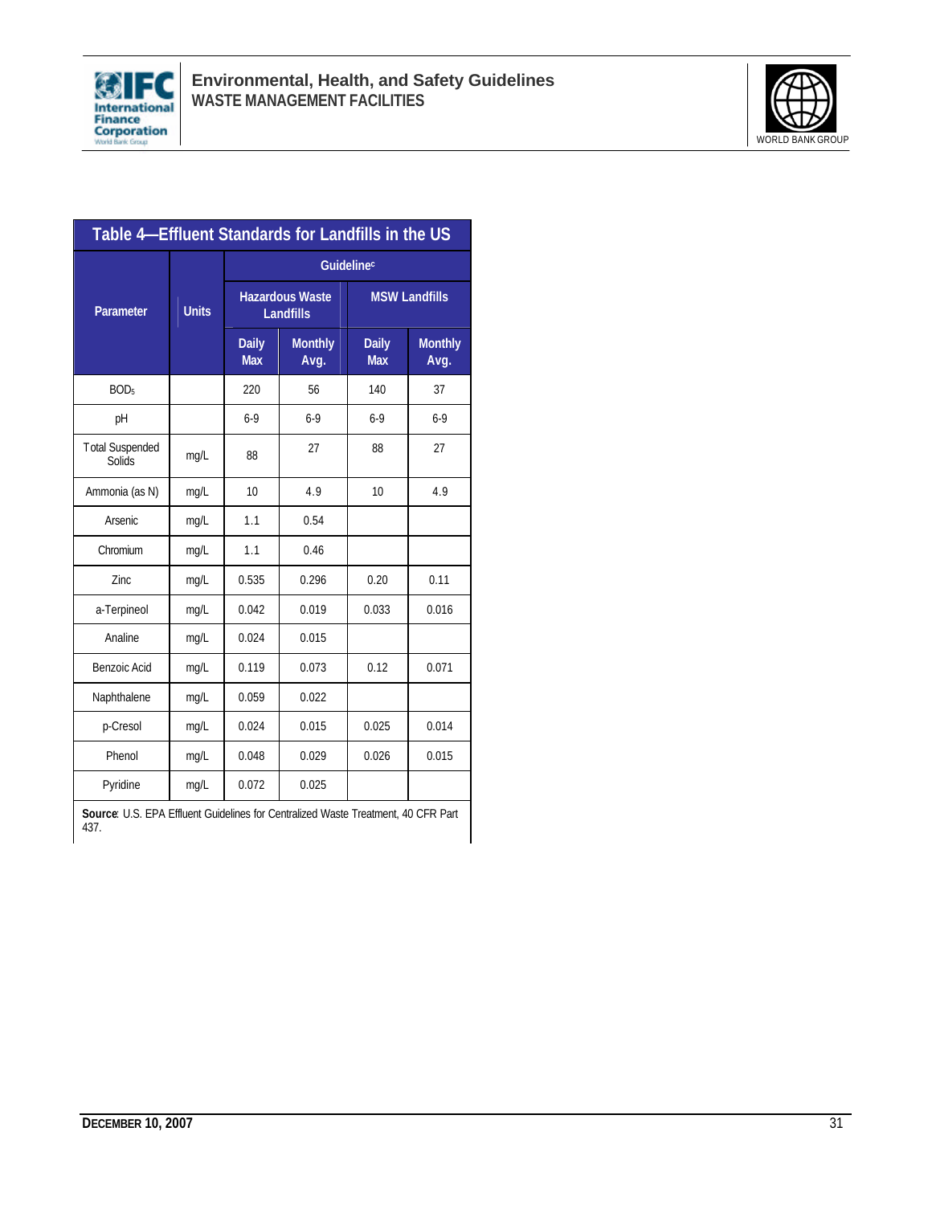**Table 4—Effluent Standards for Landfills in the US**

| Parameter | Units | Guideline[c] | | | |
|---|---|---|---|---|---|
| | | Hazardous Waste Landfills | | MSW Landfills | |
| | | Daily Max | Monthly Avg. | Daily Max | Monthly Avg. |
| $BOD_5$ | | 220 | 56 | 140 | 37 |
| pH | | 6-9 | 6-9 | 6-9 | 6-9 |
| Total Suspended Solids | mg/L | 88 | 27 | 88 | 27 |
| Ammonia (as N) | mg/L | 10 | 4.9 | 10 | 4.9 |
| Arsenic | mg/L | 1.1 | 0.54 | | |
| Chromium | mg/L | 1.1 | 0.46 | | |
| Zinc | mg/L | 0.535 | 0.296 | 0.20 | 0.11 |
| a-Terpineol | mg/L | 0.042 | 0.019 | 0.033 | 0.016 |
| Analine | mg/L | 0.024 | 0.015 | | |
| Benzoic Acid | mg/L | 0.119 | 0.073 | 0.12 | 0.071 |
| Naphthalene | mg/L | 0.059 | 0.022 | | |
| p-Cresol | mg/L | 0.024 | 0.015 | 0.025 | 0.014 |
| Phenol | mg/L | 0.048 | 0.029 | 0.026 | 0.015 |
| Pyridine | mg/L | 0.072 | 0.025 | | |

**Source**: U.S. EPA Effluent Guidelines for Centralized Waste Treatment, 40 CFR Part 437.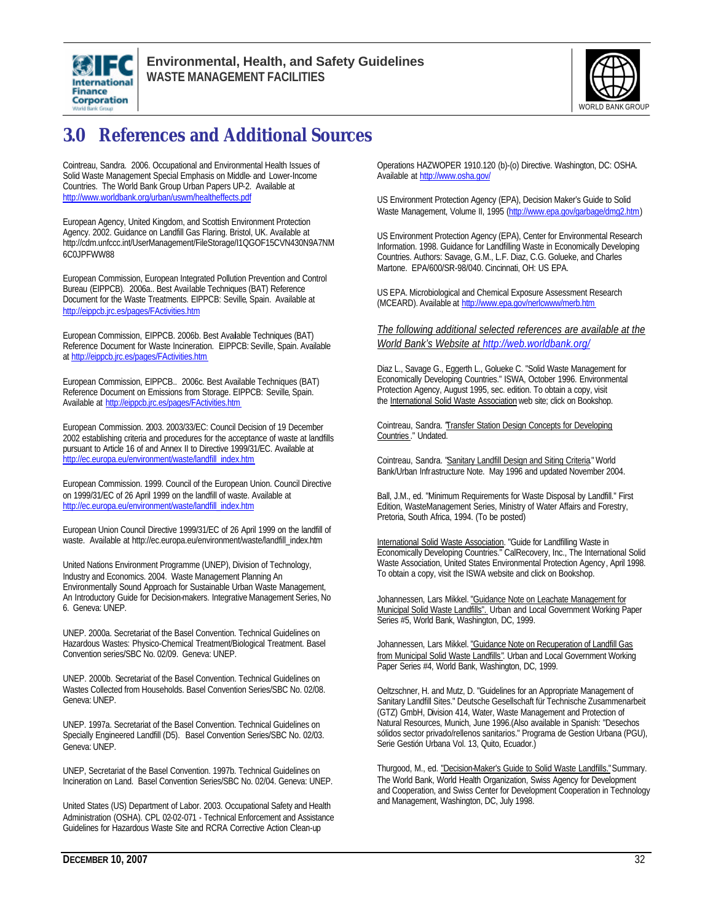# 3.0 References and Additional Sources

Cointreau, Sandra. 2006. Occupational and Environmental Health Issues of Solid Waste Management Special Emphasis on Middle- and Lower-Income Countries. The World Bank Group Urban Papers UP-2. Available at http://www.worldbank.org/urban/uswm/healtheffects.pdf

European Agency, United Kingdom, and Scottish Environment Protection Agency. 2002. Guidance on Landfill Gas Flaring. Bristol, UK. Available at http://cdm.unfccc.int/UserManagement/FileStorage/I1QGOF15CVN430N9A7NM6C0JPFWW88

European Commission, European Integrated Pollution Prevention and Control Bureau (EIPPCB). 2006a.. Best Available Techniques (BAT) Reference Document for the Waste Treatments. EIPPCB: Seville, Spain. Available at http://eippcb.jrc.es/pages/FActivities.htm

European Commission, EIPPCB. 2006b. Best Available Techniques (BAT) Reference Document for Waste Incineration. EIPPCB: Seville, Spain. Available at http://eippcb.jrc.es/pages/FActivities.htm

European Commission, EIPPCB.. 2006c. Best Available Techniques (BAT) Reference Document on Emissions from Storage. EIPPCB: Seville, Spain. Available at http://eippcb.jrc.es/pages/FActivities.htm

European Commission. 2003. 2003/33/EC: Council Decision of 19 December 2002 establishing criteria and procedures for the acceptance of waste at landfills pursuant to Article 16 of and Annex II to Directive 1999/31/EC. Available at http://ec.europa.eu/environment/waste/landfill_index.htm

European Commission. 1999. Council of the European Union. Council Directive on 1999/31/EC of 26 April 1999 on the landfill of waste. Available at http://ec.europa.eu/environment/waste/landfill_index.htm

European Union Council Directive 1999/31/EC of 26 April 1999 on the landfill of waste. Available at http://ec.europa.eu/environment/waste/landfill_index.htm

United Nations Environment Programme (UNEP), Division of Technology, Industry and Economics. 2004. Waste Management Planning An Environmentally Sound Approach for Sustainable Urban Waste Management, An Introductory Guide for Decision-makers. Integrative Management Series, No 6. Geneva: UNEP.

UNEP. 2000a. Secretariat of the Basel Convention. Technical Guidelines on Hazardous Wastes: Physico-Chemical Treatment/Biological Treatment. Basel Convention series/SBC No. 02/09. Geneva: UNEP.

UNEP. 2000b. Secretariat of the Basel Convention. Technical Guidelines on Wastes Collected from Households. Basel Convention Series/SBC No. 02/08. Geneva: UNEP.

UNEP. 1997a. Secretariat of the Basel Convention. Technical Guidelines on Specially Engineered Landfill (D5). Basel Convention Series/SBC No. 02/03. Geneva: UNEP.

UNEP, Secretariat of the Basel Convention. 1997b. Technical Guidelines on Incineration on Land. Basel Convention Series/SBC No. 02/04. Geneva: UNEP.

United States (US) Department of Labor. 2003. Occupational Safety and Health Administration (OSHA). CPL 02-02-071 - Technical Enforcement and Assistance Guidelines for Hazardous Waste Site and RCRA Corrective Action Clean-up Operations HAZWOPER 1910.120 (b)-(o) Directive. Washington, DC: OSHA. Available at http://www.osha.gov/

US Environment Protection Agency (EPA), Decision Maker's Guide to Solid Waste Management, Volume II, 1995 (http://www.epa.gov/garbage/dmg2.htm)

US Environment Protection Agency (EPA), Center for Environmental Research Information. 1998. Guidance for Landfilling Waste in Economically Developing Countries. Authors: Savage, G.M., L.F. Diaz, C.G. Golueke, and Charles Martone. EPA/600/SR-98/040. Cincinnati, OH: US EPA.

US EPA. Microbiological and Chemical Exposure Assessment Research (MCEARD). Available at http://www.epa.gov/nerlcwww/merb.htm

*The following additional selected references are available at the World Bank's Website at http://web.worldbank.org/*

Diaz L., Savage G., Eggerth L., Golueke C. "Solid Waste Management for Economically Developing Countries." ISWA, October 1996. Environmental Protection Agency, August 1995, sec. edition. To obtain a copy, visit the International Solid Waste Association web site; click on Bookshop.

Cointreau, Sandra. "Transfer Station Design Concepts for Developing Countries." Undated.

Cointreau, Sandra. "Sanitary Landfill Design and Siting Criteria." World Bank/Urban Infrastructure Note. May 1996 and updated November 2004.

Ball, J.M., ed. "Minimum Requirements for Waste Disposal by Landfill." First Edition, WasteManagement Series, Ministry of Water Affairs and Forestry, Pretoria, South Africa, 1994. (To be posted)

International Solid Waste Association. "Guide for Landfilling Waste in Economically Developing Countries." CalRecovery, Inc., The International Solid Waste Association, United States Environmental Protection Agency, April 1998. To obtain a copy, visit the ISWA website and click on Bookshop.

Johannessen, Lars Mikkel. "Guidance Note on Leachate Management for Municipal Solid Waste Landfills". Urban and Local Government Working Paper Series #5, World Bank, Washington, DC, 1999.

Johannessen, Lars Mikkel. "Guidance Note on Recuperation of Landfill Gas from Municipal Solid Waste Landfills". Urban and Local Government Working Paper Series #4, World Bank, Washington, DC, 1999.

Oeltzschner, H. and Mutz, D. "Guidelines for an Appropriate Management of Sanitary Landfill Sites." Deutsche Gesellschaft für Technische Zusammenarbeit (GTZ) GmbH, Division 414, Water, Waste Management and Protection of Natural Resources, Munich, June 1996.(Also available in Spanish: "Desechos sólidos sector privado/rellenos sanitarios." Programa de Gestion Urbana (PGU), Serie Gestión Urbana Vol. 13, Quito, Ecuador.)

Thurgood, M., ed. "Decision-Maker's Guide to Solid Waste Landfills." Summary. The World Bank, World Health Organization, Swiss Agency for Development and Cooperation, and Swiss Center for Development Cooperation in Technology and Management, Washington, DC, July 1998.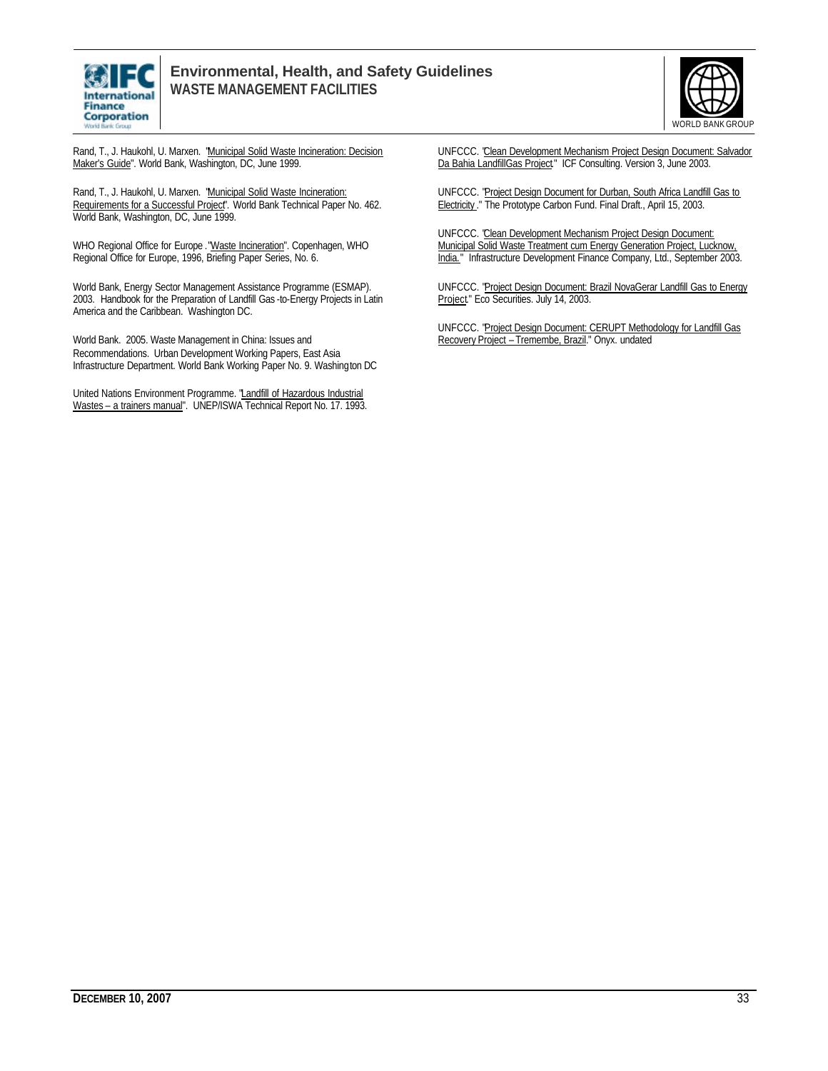Rand, T., J. Haukohl, U. Marxen. "Municipal Solid Waste Incineration: Decision Maker's Guide". World Bank, Washington, DC, June 1999.

Rand, T., J. Haukohl, U. Marxen. "Municipal Solid Waste Incineration: Requirements for a Successful Project". World Bank Technical Paper No. 462. World Bank, Washington, DC, June 1999.

WHO Regional Office for Europe ."Waste Incineration". Copenhagen, WHO Regional Office for Europe, 1996, Briefing Paper Series, No. 6.

World Bank, Energy Sector Management Assistance Programme (ESMAP). 2003. Handbook for the Preparation of Landfill Gas -to-Energy Projects in Latin America and the Caribbean. Washington DC.

World Bank. 2005. Waste Management in China: Issues and Recommendations. Urban Development Working Papers, East Asia Infrastructure Department. World Bank Working Paper No. 9. Washington DC

United Nations Environment Programme. "Landfill of Hazardous Industrial Wastes – a trainers manual". UNEP/ISWA Technical Report No. 17. 1993.

UNFCCC. "Clean Development Mechanism Project Design Document: Salvador Da Bahia LandfillGas Project." ICF Consulting. Version 3, June 2003.

UNFCCC. "Project Design Document for Durban, South Africa Landfill Gas to Electricity ." The Prototype Carbon Fund. Final Draft., April 15, 2003.

UNFCCC. "Clean Development Mechanism Project Design Document: Municipal Solid Waste Treatment cum Energy Generation Project, Lucknow, India." Infrastructure Development Finance Company, Ltd., September 2003.

UNFCCC. "Project Design Document: Brazil NovaGerar Landfill Gas to Energy Project." Eco Securities. July 14, 2003.

UNFCCC. "Project Design Document: CERUPT Methodology for Landfill Gas Recovery Project – Tremembe, Brazil." Onyx. undated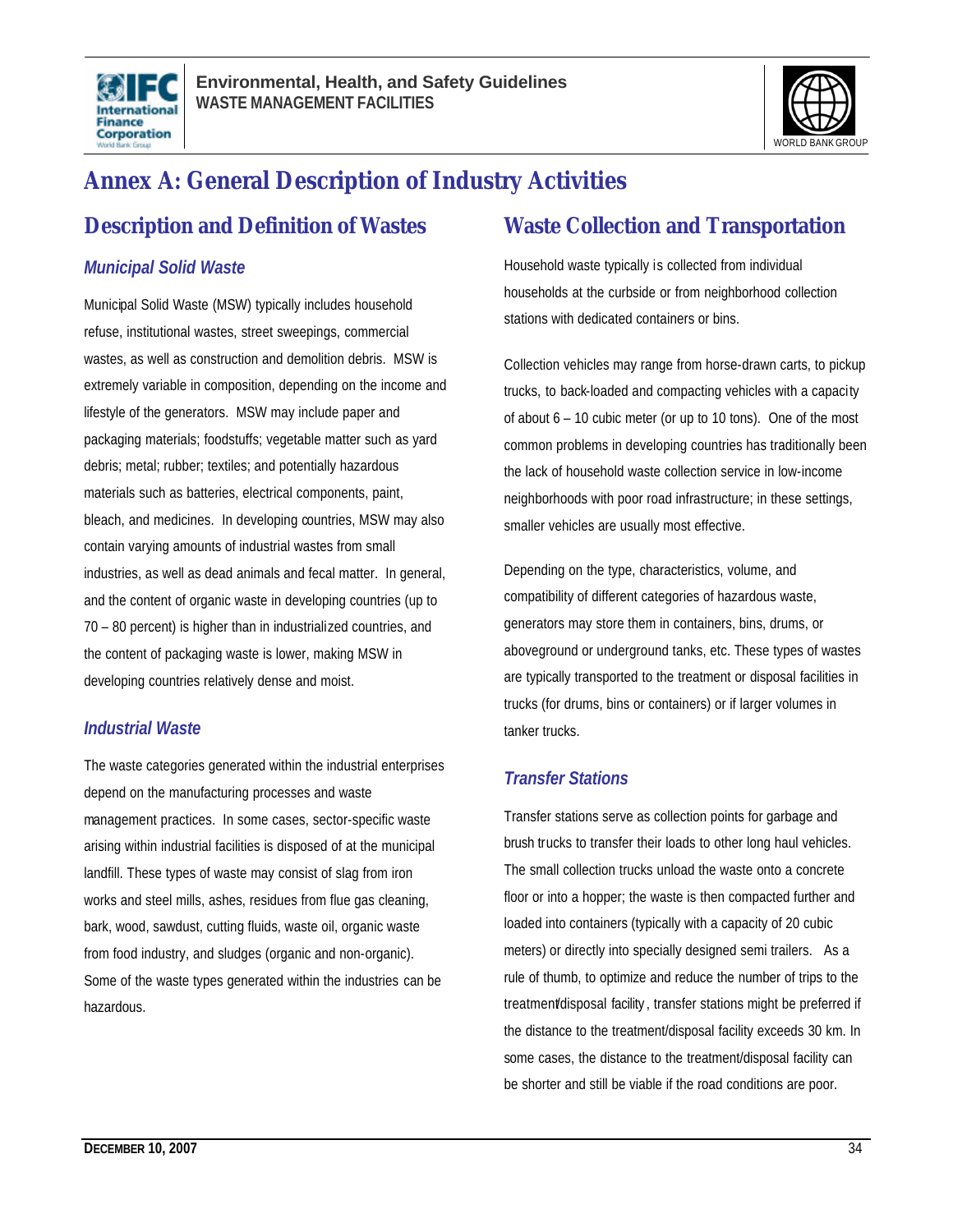# Annex A: General Description of Industry Activities

## Description and Definition of Wastes

### Municipal Solid Waste

Municipal Solid Waste (MSW) typically includes household refuse, institutional wastes, street sweepings, commercial wastes, as well as construction and demolition debris. MSW is extremely variable in composition, depending on the income and lifestyle of the generators. MSW may include paper and packaging materials; foodstuffs; vegetable matter such as yard debris; metal; rubber; textiles; and potentially hazardous materials such as batteries, electrical components, paint, bleach, and medicines. In developing countries, MSW may also contain varying amounts of industrial wastes from small industries, as well as dead animals and fecal matter. In general, and the content of organic waste in developing countries (up to 70 – 80 percent) is higher than in industrialized countries, and the content of packaging waste is lower, making MSW in developing countries relatively dense and moist.

### Industrial Waste

The waste categories generated within the industrial enterprises depend on the manufacturing processes and waste management practices. In some cases, sector-specific waste arising within industrial facilities is disposed of at the municipal landfill. These types of waste may consist of slag from iron works and steel mills, ashes, residues from flue gas cleaning, bark, wood, sawdust, cutting fluids, waste oil, organic waste from food industry, and sludges (organic and non-organic). Some of the waste types generated within the industries can be hazardous.

## Waste Collection and Transportation

Household waste typically is collected from individual households at the curbside or from neighborhood collection stations with dedicated containers or bins.

Collection vehicles may range from horse-drawn carts, to pickup trucks, to back-loaded and compacting vehicles with a capacity of about 6 – 10 cubic meter (or up to 10 tons). One of the most common problems in developing countries has traditionally been the lack of household waste collection service in low-income neighborhoods with poor road infrastructure; in these settings, smaller vehicles are usually most effective.

Depending on the type, characteristics, volume, and compatibility of different categories of hazardous waste, generators may store them in containers, bins, drums, or aboveground or underground tanks, etc. These types of wastes are typically transported to the treatment or disposal facilities in trucks (for drums, bins or containers) or if larger volumes in tanker trucks.

### Transfer Stations

Transfer stations serve as collection points for garbage and brush trucks to transfer their loads to other long haul vehicles. The small collection trucks unload the waste onto a concrete floor or into a hopper; the waste is then compacted further and loaded into containers (typically with a capacity of 20 cubic meters) or directly into specially designed semi trailers. As a rule of thumb, to optimize and reduce the number of trips to the treatment/disposal facility, transfer stations might be preferred if the distance to the treatment/disposal facility exceeds 30 km. In some cases, the distance to the treatment/disposal facility can be shorter and still be viable if the road conditions are poor.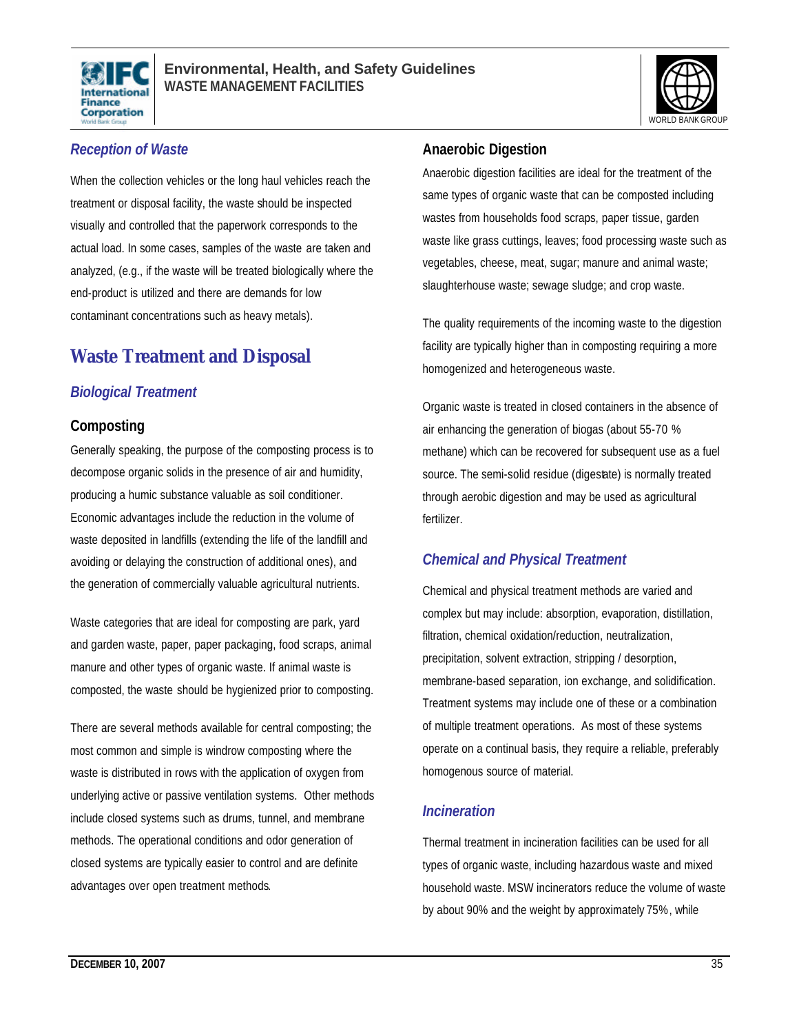### *Reception of Waste*

When the collection vehicles or the long haul vehicles reach the treatment or disposal facility, the waste should be inspected visually and controlled that the paperwork corresponds to the actual load. In some cases, samples of the waste are taken and analyzed, (e.g., if the waste will be treated biologically where the end-product is utilized and there are demands for low contaminant concentrations such as heavy metals).

## Waste Treatment and Disposal

### *Biological Treatment*

#### Composting

Generally speaking, the purpose of the composting process is to decompose organic solids in the presence of air and humidity, producing a humic substance valuable as soil conditioner. Economic advantages include the reduction in the volume of waste deposited in landfills (extending the life of the landfill and avoiding or delaying the construction of additional ones), and the generation of commercially valuable agricultural nutrients.

Waste categories that are ideal for composting are park, yard and garden waste, paper, paper packaging, food scraps, animal manure and other types of organic waste. If animal waste is composted, the waste should be hygienized prior to composting.

There are several methods available for central composting; the most common and simple is windrow composting where the waste is distributed in rows with the application of oxygen from underlying active or passive ventilation systems. Other methods include closed systems such as drums, tunnel, and membrane methods. The operational conditions and odor generation of closed systems are typically easier to control and are definite advantages over open treatment methods.

#### Anaerobic Digestion

Anaerobic digestion facilities are ideal for the treatment of the same types of organic waste that can be composted including wastes from households food scraps, paper tissue, garden waste like grass cuttings, leaves; food processing waste such as vegetables, cheese, meat, sugar; manure and animal waste; slaughterhouse waste; sewage sludge; and crop waste.

The quality requirements of the incoming waste to the digestion facility are typically higher than in composting requiring a more homogenized and heterogeneous waste.

Organic waste is treated in closed containers in the absence of air enhancing the generation of biogas (about 55-70 % methane) which can be recovered for subsequent use as a fuel source. The semi-solid residue (digestate) is normally treated through aerobic digestion and may be used as agricultural fertilizer.

### *Chemical and Physical Treatment*

Chemical and physical treatment methods are varied and complex but may include: absorption, evaporation, distillation, filtration, chemical oxidation/reduction, neutralization, precipitation, solvent extraction, stripping / desorption, membrane-based separation, ion exchange, and solidification. Treatment systems may include one of these or a combination of multiple treatment operations. As most of these systems operate on a continual basis, they require a reliable, preferably homogenous source of material.

### *Incineration*

Thermal treatment in incineration facilities can be used for all types of organic waste, including hazardous waste and mixed household waste. MSW incinerators reduce the volume of waste by about 90% and the weight by approximately 75%, while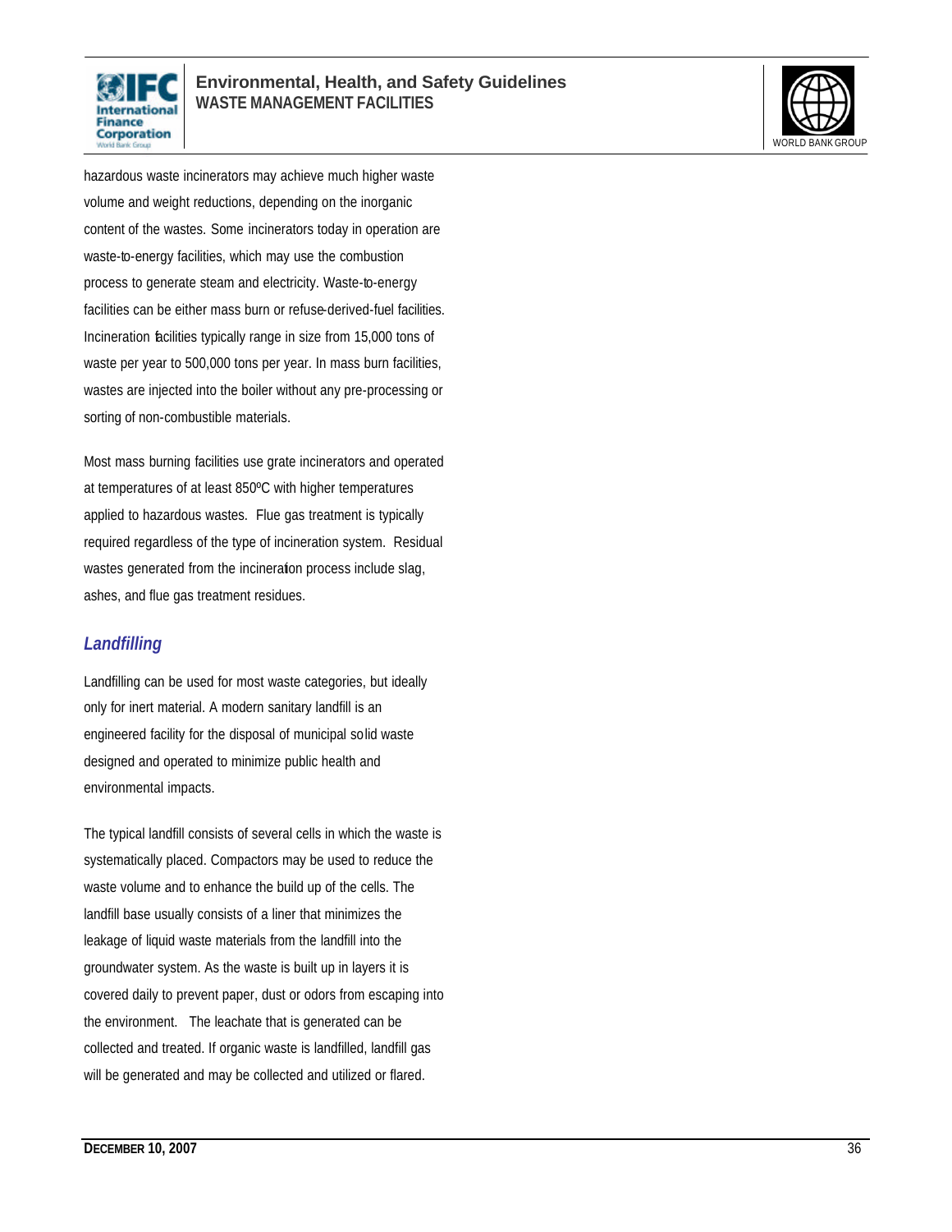hazardous waste incinerators may achieve much higher waste volume and weight reductions, depending on the inorganic content of the wastes. Some incinerators today in operation are waste-to-energy facilities, which may use the combustion process to generate steam and electricity. Waste-to-energy facilities can be either mass burn or refuse-derived-fuel facilities. Incineration facilities typically range in size from 15,000 tons of waste per year to 500,000 tons per year. In mass burn facilities, wastes are injected into the boiler without any pre-processing or sorting of non-combustible materials.

Most mass burning facilities use grate incinerators and operated at temperatures of at least 850ºC with higher temperatures applied to hazardous wastes. Flue gas treatment is typically required regardless of the type of incineration system. Residual wastes generated from the incineration process include slag, ashes, and flue gas treatment residues.

### *Landfilling*

Landfilling can be used for most waste categories, but ideally only for inert material. A modern sanitary landfill is an engineered facility for the disposal of municipal solid waste designed and operated to minimize public health and environmental impacts.

The typical landfill consists of several cells in which the waste is systematically placed. Compactors may be used to reduce the waste volume and to enhance the build up of the cells. The landfill base usually consists of a liner that minimizes the leakage of liquid waste materials from the landfill into the groundwater system. As the waste is built up in layers it is covered daily to prevent paper, dust or odors from escaping into the environment. The leachate that is generated can be collected and treated. If organic waste is landfilled, landfill gas will be generated and may be collected and utilized or flared.